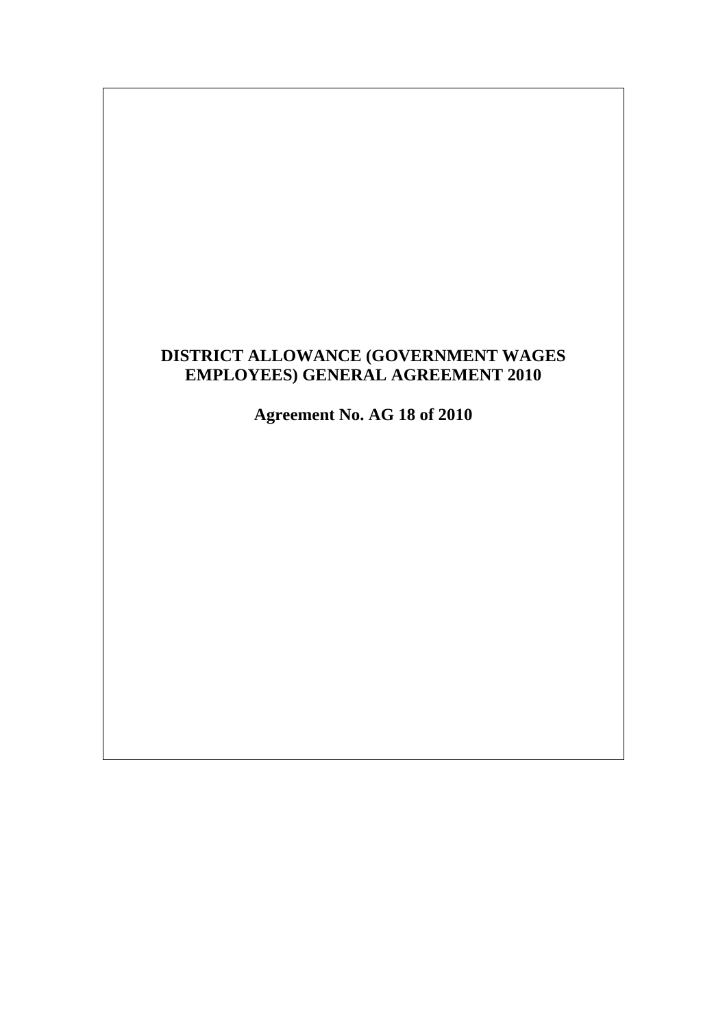# DISTRICT ALLOWANCE (GOVERNMENT WAGES EMPLOYEES) GENERAL AGREEMENT 2010

**Agreement No. AG 18 of 2010**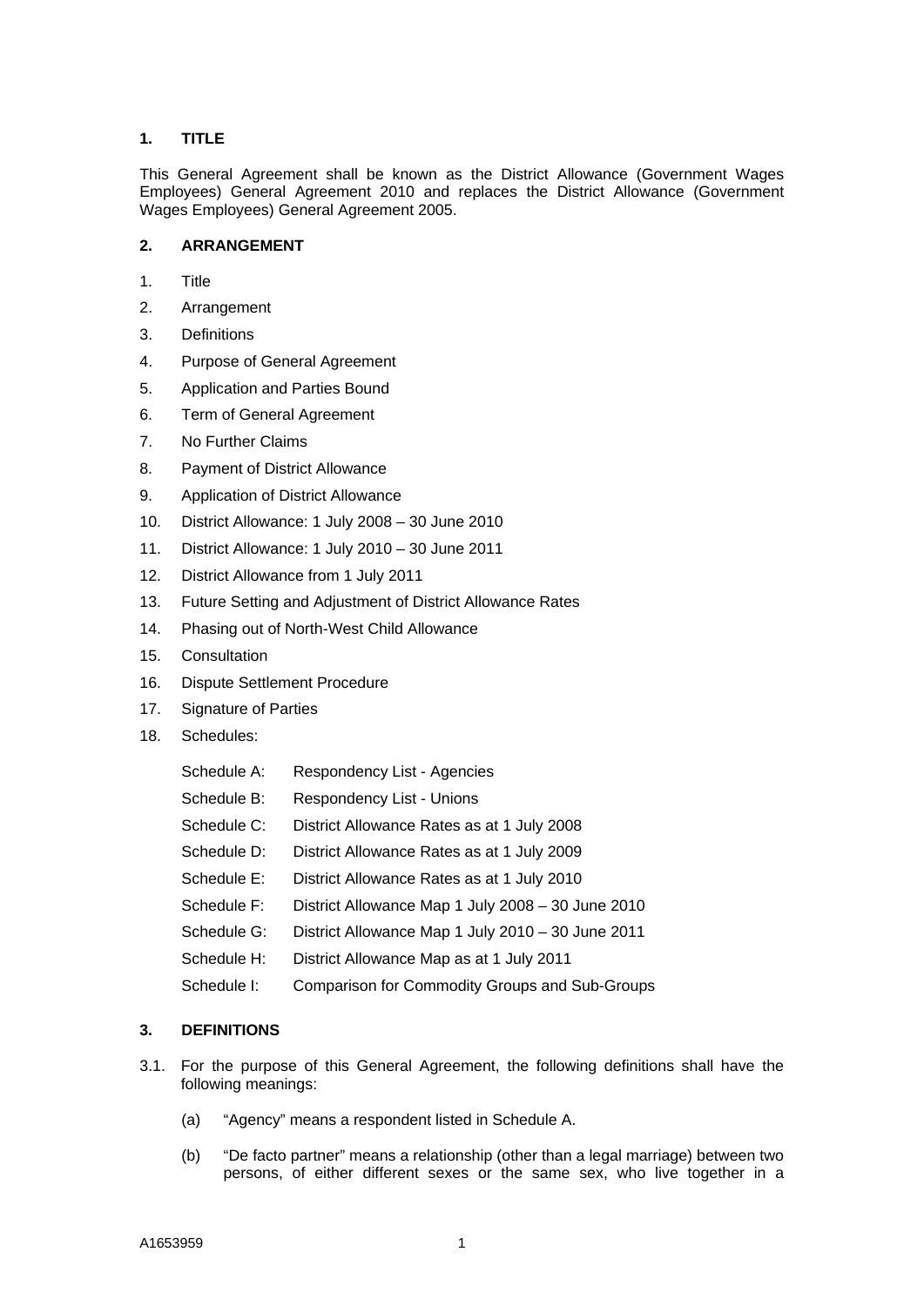## 1. TITLE

This General Agreement shall be known as the District Allowance (Government Wages Employees) General Agreement 2010 and replaces the District Allowance (Government Wages Employees) General Agreement 2005.

## 2. ARRANGEMENT

1. Title
2. Arrangement
3. Definitions
4. Purpose of General Agreement
5. Application and Parties Bound
6. Term of General Agreement
7. No Further Claims
8. Payment of District Allowance
9. Application of District Allowance
10. District Allowance: 1 July 2008 – 30 June 2010
11. District Allowance: 1 July 2010 – 30 June 2011
12. District Allowance from 1 July 2011
13. Future Setting and Adjustment of District Allowance Rates
14. Phasing out of North-West Child Allowance
15. Consultation
16. Dispute Settlement Procedure
17. Signature of Parties
18. Schedules:

    Schedule A: Respondency List - Agencies
    Schedule B: Respondency List - Unions
    Schedule C: District Allowance Rates as at 1 July 2008
    Schedule D: District Allowance Rates as at 1 July 2009
    Schedule E: District Allowance Rates as at 1 July 2010
    Schedule F: District Allowance Map 1 July 2008 – 30 June 2010
    Schedule G: District Allowance Map 1 July 2010 – 30 June 2011
    Schedule H: District Allowance Map as at 1 July 2011
    Schedule I: Comparison for Commodity Groups and Sub-Groups

## 3. DEFINITIONS

3.1. For the purpose of this General Agreement, the following definitions shall have the following meanings:

   (a) "Agency" means a respondent listed in Schedule A.

   (b) "De facto partner" means a relationship (other than a legal marriage) between two persons, of either different sexes or the same sex, who live together in a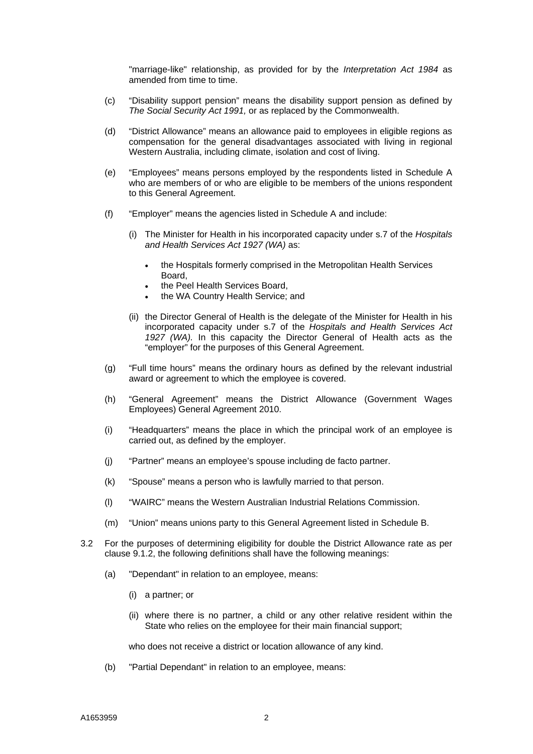"marriage-like" relationship, as provided for by the *Interpretation Act 1984* as amended from time to time.

(c) "Disability support pension" means the disability support pension as defined by *The Social Security Act 1991,* or as replaced by the Commonwealth.

(d) "District Allowance" means an allowance paid to employees in eligible regions as compensation for the general disadvantages associated with living in regional Western Australia, including climate, isolation and cost of living.

(e) "Employees" means persons employed by the respondents listed in Schedule A who are members of or who are eligible to be members of the unions respondent to this General Agreement.

(f) "Employer" means the agencies listed in Schedule A and include:

   (i) The Minister for Health in his incorporated capacity under s.7 of the *Hospitals and Health Services Act 1927 (WA)* as:

   - the Hospitals formerly comprised in the Metropolitan Health Services Board,
   - the Peel Health Services Board,
   - the WA Country Health Service; and

   (ii) the Director General of Health is the delegate of the Minister for Health in his incorporated capacity under s.7 of the *Hospitals and Health Services Act 1927 (WA).* In this capacity the Director General of Health acts as the "employer" for the purposes of this General Agreement.

(g) "Full time hours" means the ordinary hours as defined by the relevant industrial award or agreement to which the employee is covered.

(h) "General Agreement" means the District Allowance (Government Wages Employees) General Agreement 2010.

(i) "Headquarters" means the place in which the principal work of an employee is carried out, as defined by the employer.

(j) "Partner" means an employee's spouse including de facto partner.

(k) "Spouse" means a person who is lawfully married to that person.

(l) "WAIRC" means the Western Australian Industrial Relations Commission.

(m) "Union" means unions party to this General Agreement listed in Schedule B.

3.2 For the purposes of determining eligibility for double the District Allowance rate as per clause 9.1.2, the following definitions shall have the following meanings:

(a) "Dependant" in relation to an employee, means:

   (i) a partner; or

   (ii) where there is no partner, a child or any other relative resident within the State who relies on the employee for their main financial support;

   who does not receive a district or location allowance of any kind.

(b) "Partial Dependant" in relation to an employee, means: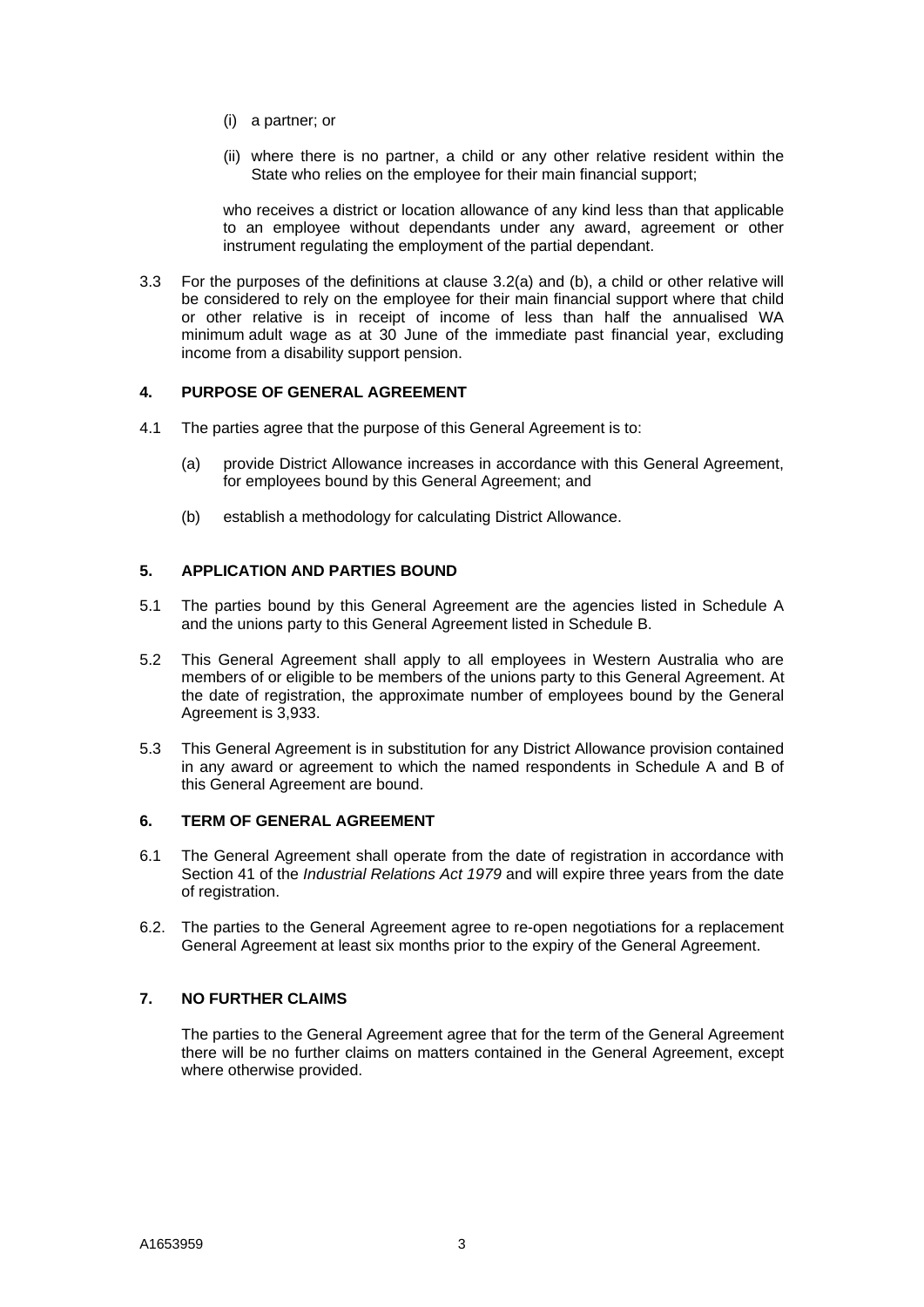(i) a partner; or

(ii) where there is no partner, a child or any other relative resident within the State who relies on the employee for their main financial support;

who receives a district or location allowance of any kind less than that applicable to an employee without dependants under any award, agreement or other instrument regulating the employment of the partial dependant.

3.3 For the purposes of the definitions at clause 3.2(a) and (b), a child or other relative will be considered to rely on the employee for their main financial support where that child or other relative is in receipt of income of less than half the annualised WA minimum adult wage as at 30 June of the immediate past financial year, excluding income from a disability support pension.

## 4. PURPOSE OF GENERAL AGREEMENT

4.1 The parties agree that the purpose of this General Agreement is to:

(a) provide District Allowance increases in accordance with this General Agreement, for employees bound by this General Agreement; and

(b) establish a methodology for calculating District Allowance.

## 5. APPLICATION AND PARTIES BOUND

5.1 The parties bound by this General Agreement are the agencies listed in Schedule A and the unions party to this General Agreement listed in Schedule B.

5.2 This General Agreement shall apply to all employees in Western Australia who are members of or eligible to be members of the unions party to this General Agreement. At the date of registration, the approximate number of employees bound by the General Agreement is 3,933.

5.3 This General Agreement is in substitution for any District Allowance provision contained in any award or agreement to which the named respondents in Schedule A and B of this General Agreement are bound.

## 6. TERM OF GENERAL AGREEMENT

6.1 The General Agreement shall operate from the date of registration in accordance with Section 41 of the *Industrial Relations Act 1979* and will expire three years from the date of registration.

6.2. The parties to the General Agreement agree to re-open negotiations for a replacement General Agreement at least six months prior to the expiry of the General Agreement.

## 7. NO FURTHER CLAIMS

The parties to the General Agreement agree that for the term of the General Agreement there will be no further claims on matters contained in the General Agreement, except where otherwise provided.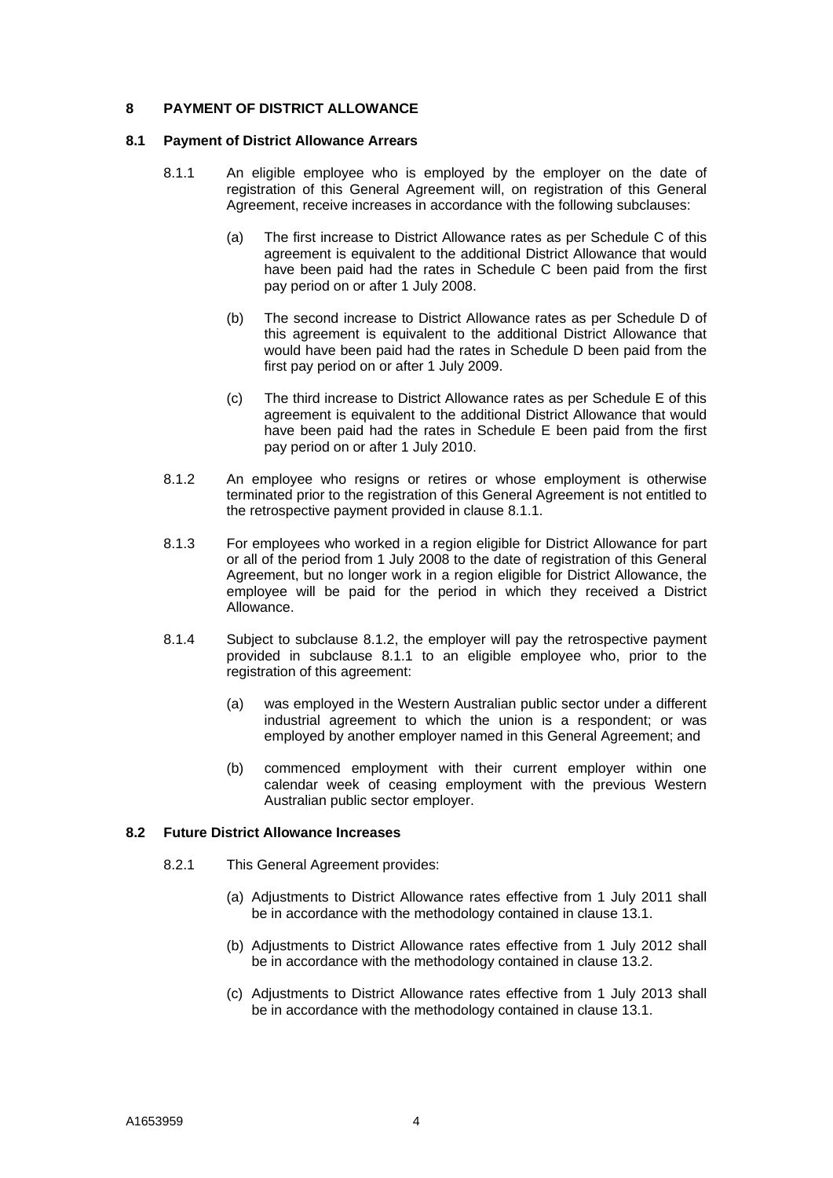## 8 PAYMENT OF DISTRICT ALLOWANCE

### 8.1 Payment of District Allowance Arrears

8.1.1 An eligible employee who is employed by the employer on the date of registration of this General Agreement will, on registration of this General Agreement, receive increases in accordance with the following subclauses:

(a) The first increase to District Allowance rates as per Schedule C of this agreement is equivalent to the additional District Allowance that would have been paid had the rates in Schedule C been paid from the first pay period on or after 1 July 2008.

(b) The second increase to District Allowance rates as per Schedule D of this agreement is equivalent to the additional District Allowance that would have been paid had the rates in Schedule D been paid from the first pay period on or after 1 July 2009.

(c) The third increase to District Allowance rates as per Schedule E of this agreement is equivalent to the additional District Allowance that would have been paid had the rates in Schedule E been paid from the first pay period on or after 1 July 2010.

8.1.2 An employee who resigns or retires or whose employment is otherwise terminated prior to the registration of this General Agreement is not entitled to the retrospective payment provided in clause 8.1.1.

8.1.3 For employees who worked in a region eligible for District Allowance for part or all of the period from 1 July 2008 to the date of registration of this General Agreement, but no longer work in a region eligible for District Allowance, the employee will be paid for the period in which they received a District Allowance.

8.1.4 Subject to subclause 8.1.2, the employer will pay the retrospective payment provided in subclause 8.1.1 to an eligible employee who, prior to the registration of this agreement:

(a) was employed in the Western Australian public sector under a different industrial agreement to which the union is a respondent; or was employed by another employer named in this General Agreement; and

(b) commenced employment with their current employer within one calendar week of ceasing employment with the previous Western Australian public sector employer.

### 8.2 Future District Allowance Increases

8.2.1 This General Agreement provides:

(a) Adjustments to District Allowance rates effective from 1 July 2011 shall be in accordance with the methodology contained in clause 13.1.

(b) Adjustments to District Allowance rates effective from 1 July 2012 shall be in accordance with the methodology contained in clause 13.2.

(c) Adjustments to District Allowance rates effective from 1 July 2013 shall be in accordance with the methodology contained in clause 13.1.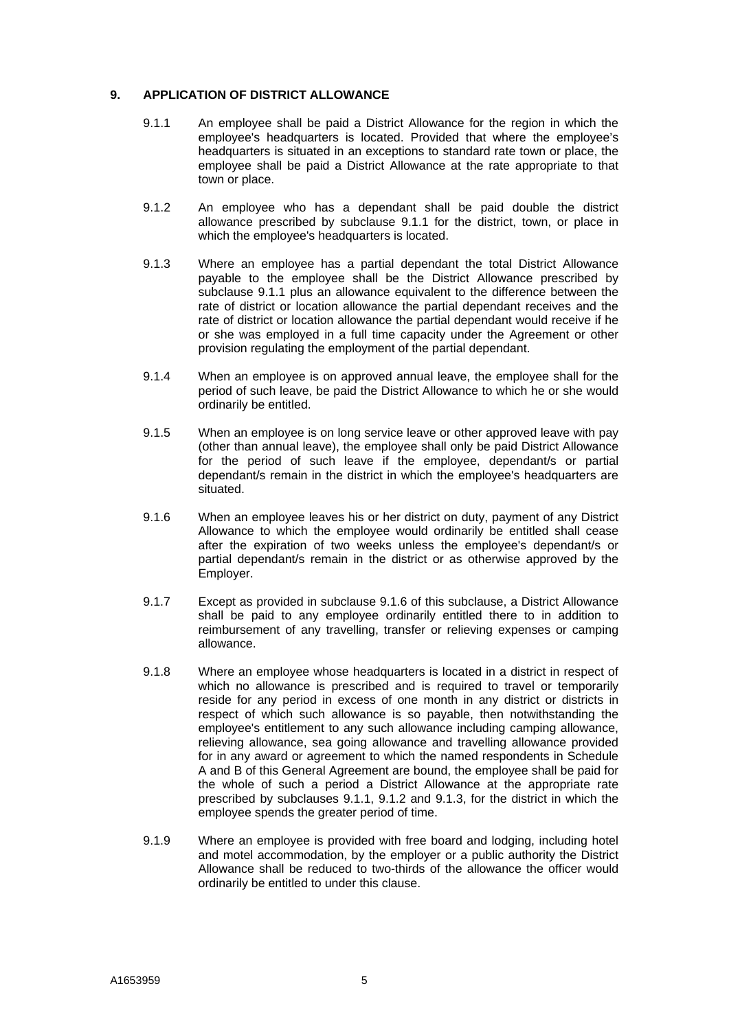## 9. APPLICATION OF DISTRICT ALLOWANCE

9.1.1 An employee shall be paid a District Allowance for the region in which the employee's headquarters is located. Provided that where the employee's headquarters is situated in an exceptions to standard rate town or place, the employee shall be paid a District Allowance at the rate appropriate to that town or place.

9.1.2 An employee who has a dependant shall be paid double the district allowance prescribed by subclause 9.1.1 for the district, town, or place in which the employee's headquarters is located.

9.1.3 Where an employee has a partial dependant the total District Allowance payable to the employee shall be the District Allowance prescribed by subclause 9.1.1 plus an allowance equivalent to the difference between the rate of district or location allowance the partial dependant receives and the rate of district or location allowance the partial dependant would receive if he or she was employed in a full time capacity under the Agreement or other provision regulating the employment of the partial dependant.

9.1.4 When an employee is on approved annual leave, the employee shall for the period of such leave, be paid the District Allowance to which he or she would ordinarily be entitled.

9.1.5 When an employee is on long service leave or other approved leave with pay (other than annual leave), the employee shall only be paid District Allowance for the period of such leave if the employee, dependant/s or partial dependant/s remain in the district in which the employee's headquarters are situated.

9.1.6 When an employee leaves his or her district on duty, payment of any District Allowance to which the employee would ordinarily be entitled shall cease after the expiration of two weeks unless the employee's dependant/s or partial dependant/s remain in the district or as otherwise approved by the Employer.

9.1.7 Except as provided in subclause 9.1.6 of this subclause, a District Allowance shall be paid to any employee ordinarily entitled there to in addition to reimbursement of any travelling, transfer or relieving expenses or camping allowance.

9.1.8 Where an employee whose headquarters is located in a district in respect of which no allowance is prescribed and is required to travel or temporarily reside for any period in excess of one month in any district or districts in respect of which such allowance is so payable, then notwithstanding the employee's entitlement to any such allowance including camping allowance, relieving allowance, sea going allowance and travelling allowance provided for in any award or agreement to which the named respondents in Schedule A and B of this General Agreement are bound, the employee shall be paid for the whole of such a period a District Allowance at the appropriate rate prescribed by subclauses 9.1.1, 9.1.2 and 9.1.3, for the district in which the employee spends the greater period of time.

9.1.9 Where an employee is provided with free board and lodging, including hotel and motel accommodation, by the employer or a public authority the District Allowance shall be reduced to two-thirds of the allowance the officer would ordinarily be entitled to under this clause.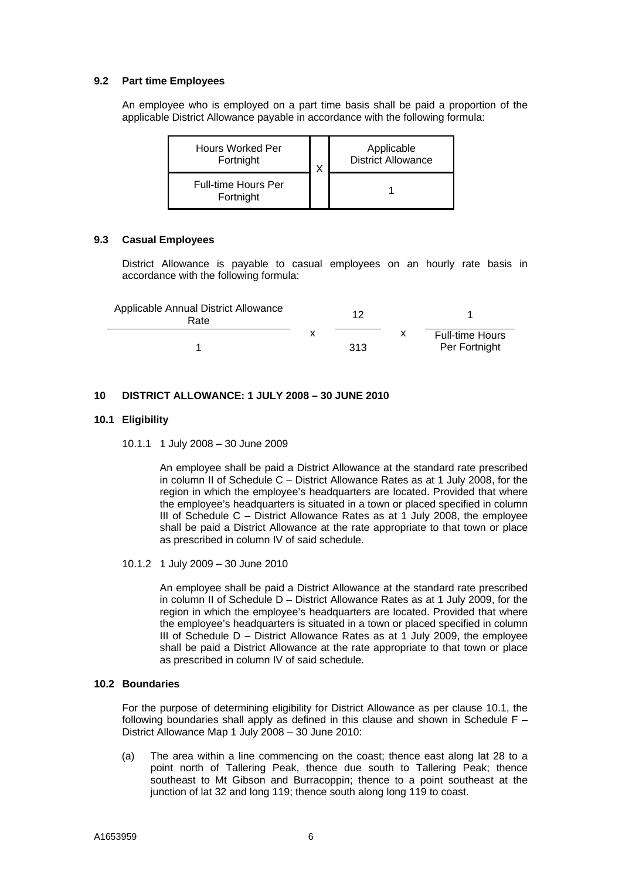### 9.2 Part time Employees

An employee who is employed on a part time basis shall be paid a proportion of the applicable District Allowance payable in accordance with the following formula:

$$\frac{\text{Hours Worked Per Fortnight}}{\text{Full-time Hours Per Fortnight}} \times \frac{\text{Applicable District Allowance}}{1}$$

### 9.3 Casual Employees

District Allowance is payable to casual employees on an hourly rate basis in accordance with the following formula:

$$\frac{\text{Applicable Annual District Allowance Rate}}{1} \times \frac{12}{313} \times \frac{1}{\text{Full-time Hours Per Fortnight}}$$

## 10 DISTRICT ALLOWANCE: 1 JULY 2008 – 30 JUNE 2010

### 10.1 Eligibility

10.1.1 1 July 2008 – 30 June 2009

An employee shall be paid a District Allowance at the standard rate prescribed in column II of Schedule C – District Allowance Rates as at 1 July 2008, for the region in which the employee's headquarters are located. Provided that where the employee's headquarters is situated in a town or placed specified in column III of Schedule C – District Allowance Rates as at 1 July 2008, the employee shall be paid a District Allowance at the rate appropriate to that town or place as prescribed in column IV of said schedule.

10.1.2 1 July 2009 – 30 June 2010

An employee shall be paid a District Allowance at the standard rate prescribed in column II of Schedule D – District Allowance Rates as at 1 July 2009, for the region in which the employee's headquarters are located. Provided that where the employee's headquarters is situated in a town or placed specified in column III of Schedule D – District Allowance Rates as at 1 July 2009, the employee shall be paid a District Allowance at the rate appropriate to that town or place as prescribed in column IV of said schedule.

### 10.2 Boundaries

For the purpose of determining eligibility for District Allowance as per clause 10.1, the following boundaries shall apply as defined in this clause and shown in Schedule F – District Allowance Map 1 July 2008 – 30 June 2010:

(a) The area within a line commencing on the coast; thence east along lat 28 to a point north of Tallering Peak, thence due south to Tallering Peak; thence southeast to Mt Gibson and Burracoppin; thence to a point southeast at the junction of lat 32 and long 119; thence south along long 119 to coast.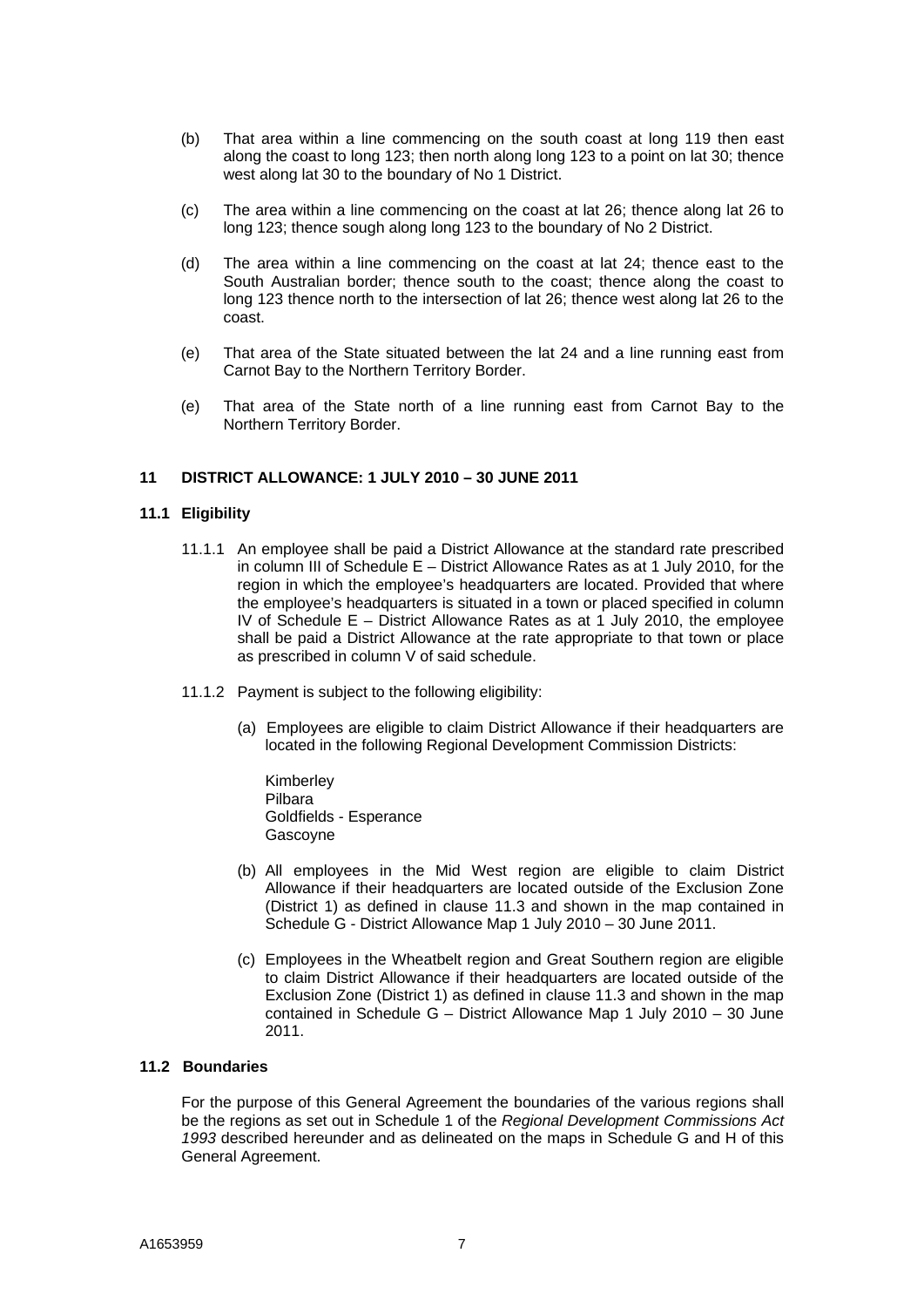(b) That area within a line commencing on the south coast at long 119 then east along the coast to long 123; then north along long 123 to a point on lat 30; thence west along lat 30 to the boundary of No 1 District.

(c) The area within a line commencing on the coast at lat 26; thence along lat 26 to long 123; thence sough along long 123 to the boundary of No 2 District.

(d) The area within a line commencing on the coast at lat 24; thence east to the South Australian border; thence south to the coast; thence along the coast to long 123 thence north to the intersection of lat 26; thence west along lat 26 to the coast.

(e) That area of the State situated between the lat 24 and a line running east from Carnot Bay to the Northern Territory Border.

(e) That area of the State north of a line running east from Carnot Bay to the Northern Territory Border.

## 11 DISTRICT ALLOWANCE: 1 JULY 2010 – 30 JUNE 2011

### 11.1 Eligibility

11.1.1 An employee shall be paid a District Allowance at the standard rate prescribed in column III of Schedule E – District Allowance Rates as at 1 July 2010, for the region in which the employee's headquarters are located. Provided that where the employee's headquarters is situated in a town or placed specified in column IV of Schedule E – District Allowance Rates as at 1 July 2010, the employee shall be paid a District Allowance at the rate appropriate to that town or place as prescribed in column V of said schedule.

11.1.2 Payment is subject to the following eligibility:

(a) Employees are eligible to claim District Allowance if their headquarters are located in the following Regional Development Commission Districts:

Kimberley
Pilbara
Goldfields - Esperance
Gascoyne

(b) All employees in the Mid West region are eligible to claim District Allowance if their headquarters are located outside of the Exclusion Zone (District 1) as defined in clause 11.3 and shown in the map contained in Schedule G - District Allowance Map 1 July 2010 – 30 June 2011.

(c) Employees in the Wheatbelt region and Great Southern region are eligible to claim District Allowance if their headquarters are located outside of the Exclusion Zone (District 1) as defined in clause 11.3 and shown in the map contained in Schedule G – District Allowance Map 1 July 2010 – 30 June 2011.

### 11.2 Boundaries

For the purpose of this General Agreement the boundaries of the various regions shall be the regions as set out in Schedule 1 of the *Regional Development Commissions Act 1993* described hereunder and as delineated on the maps in Schedule G and H of this General Agreement.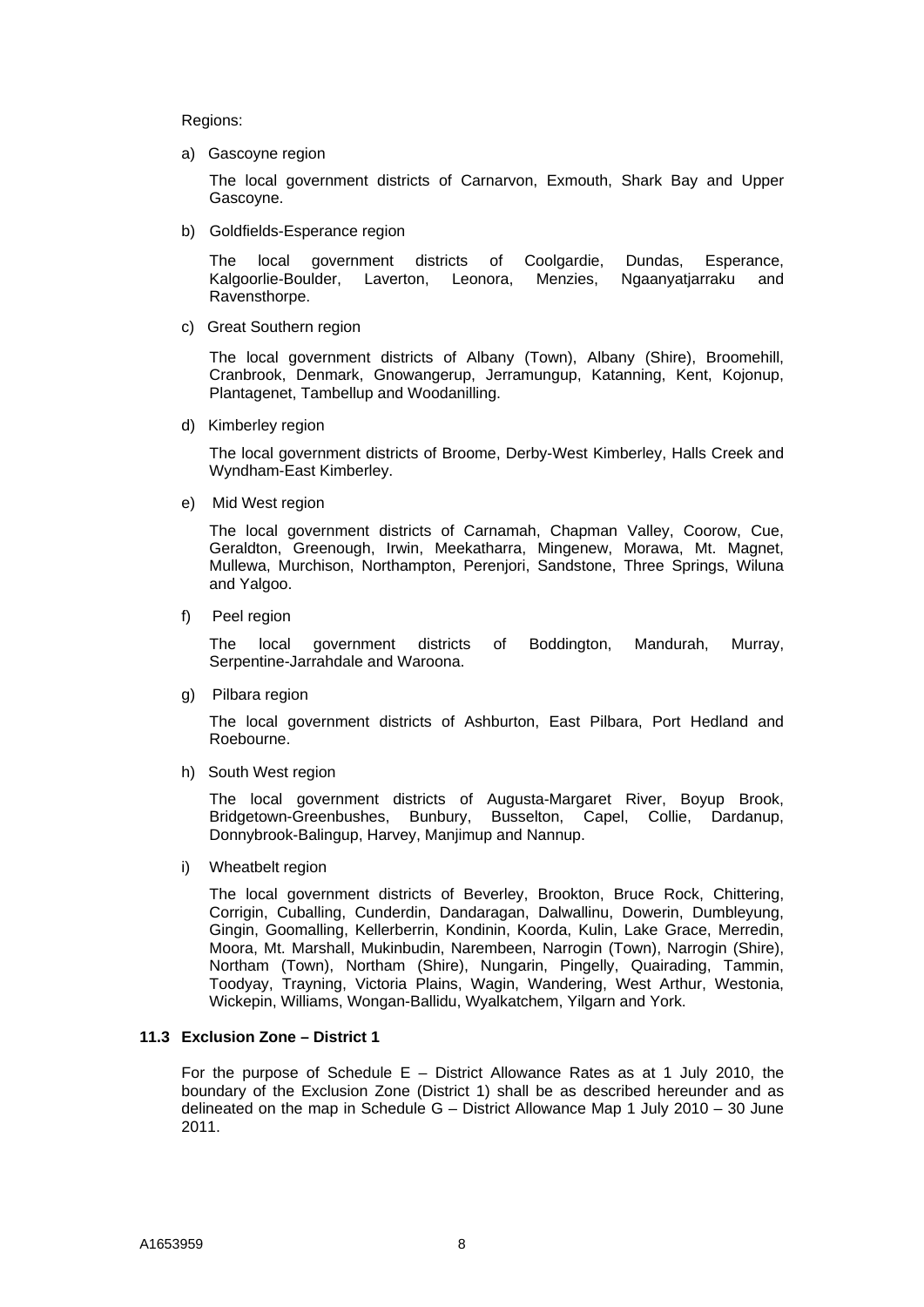Regions:

a) Gascoyne region

   The local government districts of Carnarvon, Exmouth, Shark Bay and Upper Gascoyne.

b) Goldfields-Esperance region

   The local government districts of Coolgardie, Dundas, Esperance, Kalgoorlie-Boulder, Laverton, Leonora, Menzies, Ngaanyatjarraku and Ravensthorpe.

c) Great Southern region

   The local government districts of Albany (Town), Albany (Shire), Broomehill, Cranbrook, Denmark, Gnowangerup, Jerramungup, Katanning, Kent, Kojonup, Plantagenet, Tambellup and Woodanilling.

d) Kimberley region

   The local government districts of Broome, Derby-West Kimberley, Halls Creek and Wyndham-East Kimberley.

e) Mid West region

   The local government districts of Carnamah, Chapman Valley, Coorow, Cue, Geraldton, Greenough, Irwin, Meekatharra, Mingenew, Morawa, Mt. Magnet, Mullewa, Murchison, Northampton, Perenjori, Sandstone, Three Springs, Wiluna and Yalgoo.

f) Peel region

   The local government districts of Boddington, Mandurah, Murray, Serpentine-Jarrahdale and Waroona.

g) Pilbara region

   The local government districts of Ashburton, East Pilbara, Port Hedland and Roebourne.

h) South West region

   The local government districts of Augusta-Margaret River, Boyup Brook, Bridgetown-Greenbushes, Bunbury, Busselton, Capel, Collie, Dardanup, Donnybrook-Balingup, Harvey, Manjimup and Nannup.

i) Wheatbelt region

   The local government districts of Beverley, Brookton, Bruce Rock, Chittering, Corrigin, Cuballing, Cunderdin, Dandaragan, Dalwallinu, Dowerin, Dumbleyung, Gingin, Goomalling, Kellerberrin, Kondinin, Koorda, Kulin, Lake Grace, Merredin, Moora, Mt. Marshall, Mukinbudin, Narembeen, Narrogin (Town), Narrogin (Shire), Northam (Town), Northam (Shire), Nungarin, Pingelly, Quairading, Tammin, Toodyay, Trayning, Victoria Plains, Wagin, Wandering, West Arthur, Westonia, Wickepin, Williams, Wongan-Ballidu, Wyalkatchem, Yilgarn and York.

### 11.3 Exclusion Zone – District 1

For the purpose of Schedule E – District Allowance Rates as at 1 July 2010, the boundary of the Exclusion Zone (District 1) shall be as described hereunder and as delineated on the map in Schedule G – District Allowance Map 1 July 2010 – 30 June 2011.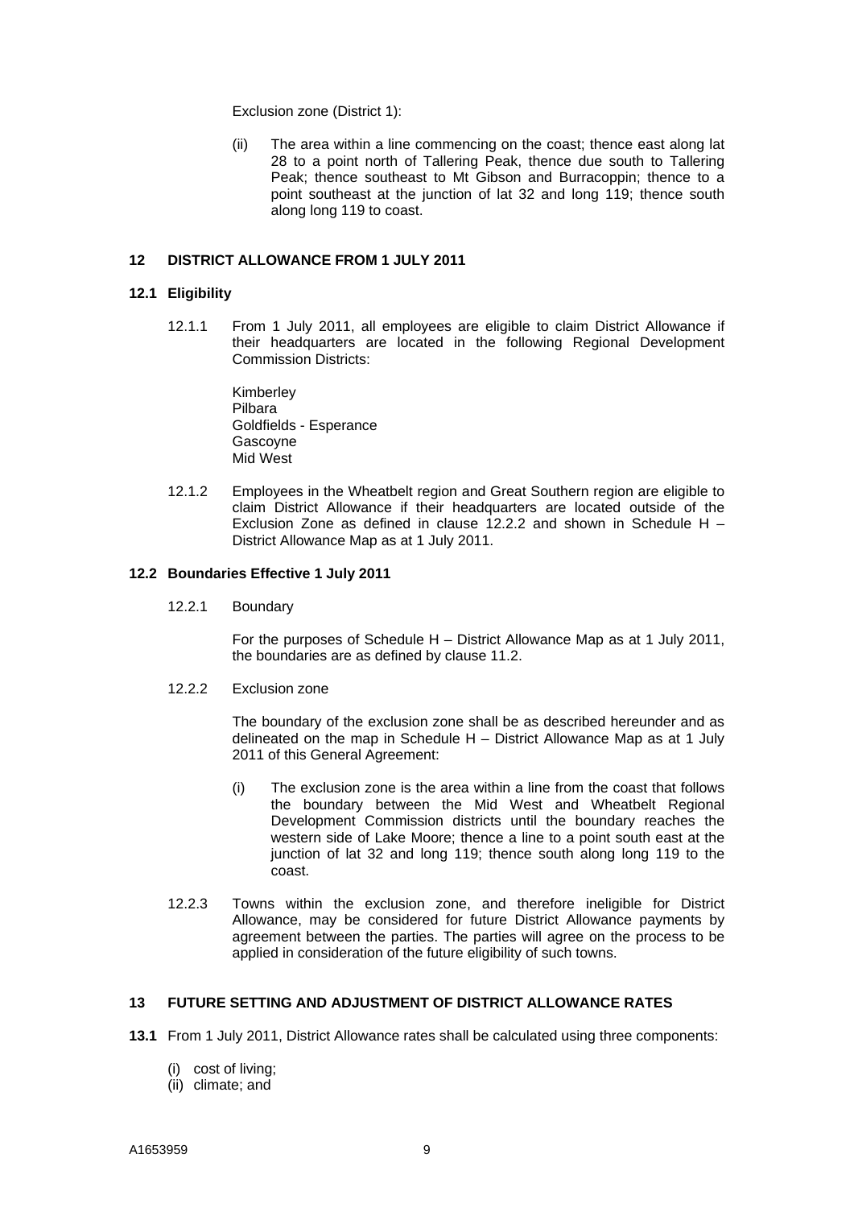Exclusion zone (District 1):

(ii) The area within a line commencing on the coast; thence east along lat 28 to a point north of Tallering Peak, thence due south to Tallering Peak; thence southeast to Mt Gibson and Burracoppin; thence to a point southeast at the junction of lat 32 and long 119; thence south along long 119 to coast.

## 12 DISTRICT ALLOWANCE FROM 1 JULY 2011

### 12.1 Eligibility

12.1.1 From 1 July 2011, all employees are eligible to claim District Allowance if their headquarters are located in the following Regional Development Commission Districts:

Kimberley
Pilbara
Goldfields - Esperance
Gascoyne
Mid West

12.1.2 Employees in the Wheatbelt region and Great Southern region are eligible to claim District Allowance if their headquarters are located outside of the Exclusion Zone as defined in clause 12.2.2 and shown in Schedule H – District Allowance Map as at 1 July 2011.

### 12.2 Boundaries Effective 1 July 2011

12.2.1 Boundary

For the purposes of Schedule H – District Allowance Map as at 1 July 2011, the boundaries are as defined by clause 11.2.

12.2.2 Exclusion zone

The boundary of the exclusion zone shall be as described hereunder and as delineated on the map in Schedule H – District Allowance Map as at 1 July 2011 of this General Agreement:

(i) The exclusion zone is the area within a line from the coast that follows the boundary between the Mid West and Wheatbelt Regional Development Commission districts until the boundary reaches the western side of Lake Moore; thence a line to a point south east at the junction of lat 32 and long 119; thence south along long 119 to the coast.

12.2.3 Towns within the exclusion zone, and therefore ineligible for District Allowance, may be considered for future District Allowance payments by agreement between the parties. The parties will agree on the process to be applied in consideration of the future eligibility of such towns.

## 13 FUTURE SETTING AND ADJUSTMENT OF DISTRICT ALLOWANCE RATES

**13.1** From 1 July 2011, District Allowance rates shall be calculated using three components:

(i) cost of living;
(ii) climate; and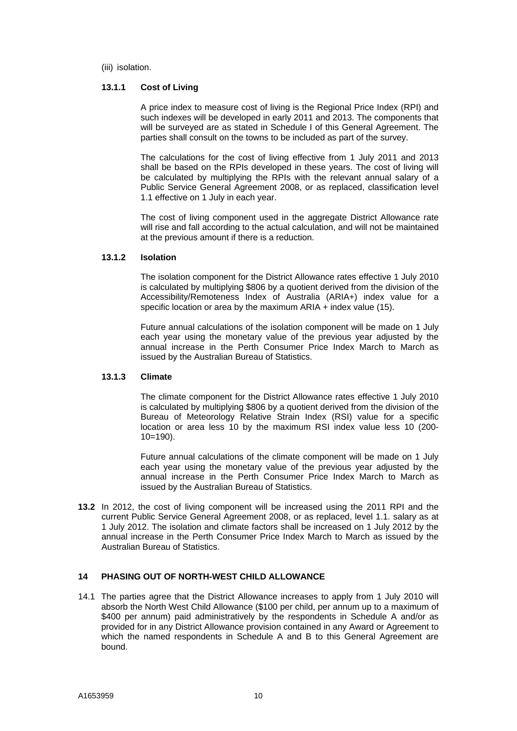(iii) isolation.

### 13.1.1 Cost of Living

A price index to measure cost of living is the Regional Price Index (RPI) and such indexes will be developed in early 2011 and 2013. The components that will be surveyed are as stated in Schedule I of this General Agreement. The parties shall consult on the towns to be included as part of the survey.

The calculations for the cost of living effective from 1 July 2011 and 2013 shall be based on the RPIs developed in these years. The cost of living will be calculated by multiplying the RPIs with the relevant annual salary of a Public Service General Agreement 2008, or as replaced, classification level 1.1 effective on 1 July in each year.

The cost of living component used in the aggregate District Allowance rate will rise and fall according to the actual calculation, and will not be maintained at the previous amount if there is a reduction.

### 13.1.2 Isolation

The isolation component for the District Allowance rates effective 1 July 2010 is calculated by multiplying $806 by a quotient derived from the division of the Accessibility/Remoteness Index of Australia (ARIA+) index value for a specific location or area by the maximum ARIA + index value (15).

Future annual calculations of the isolation component will be made on 1 July each year using the monetary value of the previous year adjusted by the annual increase in the Perth Consumer Price Index March to March as issued by the Australian Bureau of Statistics.

### 13.1.3 Climate

The climate component for the District Allowance rates effective 1 July 2010 is calculated by multiplying $806 by a quotient derived from the division of the Bureau of Meteorology Relative Strain Index (RSI) value for a specific location or area less 10 by the maximum RSI index value less 10 (200-10=190).

Future annual calculations of the climate component will be made on 1 July each year using the monetary value of the previous year adjusted by the annual increase in the Perth Consumer Price Index March to March as issued by the Australian Bureau of Statistics.

**13.2** In 2012, the cost of living component will be increased using the 2011 RPI and the current Public Service General Agreement 2008, or as replaced, level 1.1. salary as at 1 July 2012. The isolation and climate factors shall be increased on 1 July 2012 by the annual increase in the Perth Consumer Price Index March to March as issued by the Australian Bureau of Statistics.

## 14 PHASING OUT OF NORTH-WEST CHILD ALLOWANCE

14.1 The parties agree that the District Allowance increases to apply from 1 July 2010 will absorb the North West Child Allowance ($100 per child, per annum up to a maximum of $400 per annum) paid administratively by the respondents in Schedule A and/or as provided for in any District Allowance provision contained in any Award or Agreement to which the named respondents in Schedule A and B to this General Agreement are bound.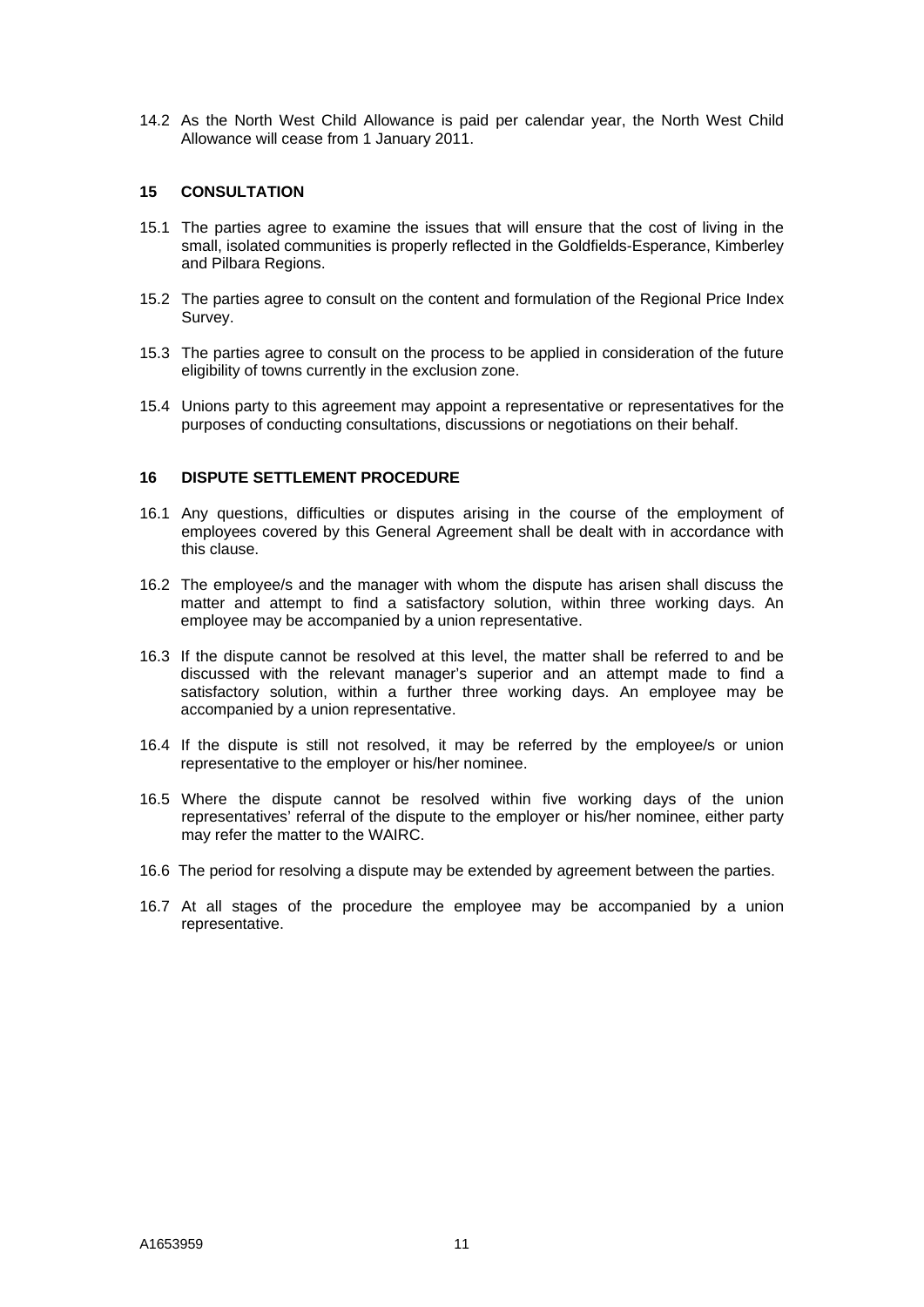14.2 As the North West Child Allowance is paid per calendar year, the North West Child Allowance will cease from 1 January 2011.

## 15 CONSULTATION

15.1 The parties agree to examine the issues that will ensure that the cost of living in the small, isolated communities is properly reflected in the Goldfields-Esperance, Kimberley and Pilbara Regions.

15.2 The parties agree to consult on the content and formulation of the Regional Price Index Survey.

15.3 The parties agree to consult on the process to be applied in consideration of the future eligibility of towns currently in the exclusion zone.

15.4 Unions party to this agreement may appoint a representative or representatives for the purposes of conducting consultations, discussions or negotiations on their behalf.

## 16 DISPUTE SETTLEMENT PROCEDURE

16.1 Any questions, difficulties or disputes arising in the course of the employment of employees covered by this General Agreement shall be dealt with in accordance with this clause.

16.2 The employee/s and the manager with whom the dispute has arisen shall discuss the matter and attempt to find a satisfactory solution, within three working days. An employee may be accompanied by a union representative.

16.3 If the dispute cannot be resolved at this level, the matter shall be referred to and be discussed with the relevant manager's superior and an attempt made to find a satisfactory solution, within a further three working days. An employee may be accompanied by a union representative.

16.4 If the dispute is still not resolved, it may be referred by the employee/s or union representative to the employer or his/her nominee.

16.5 Where the dispute cannot be resolved within five working days of the union representatives' referral of the dispute to the employer or his/her nominee, either party may refer the matter to the WAIRC.

16.6 The period for resolving a dispute may be extended by agreement between the parties.

16.7 At all stages of the procedure the employee may be accompanied by a union representative.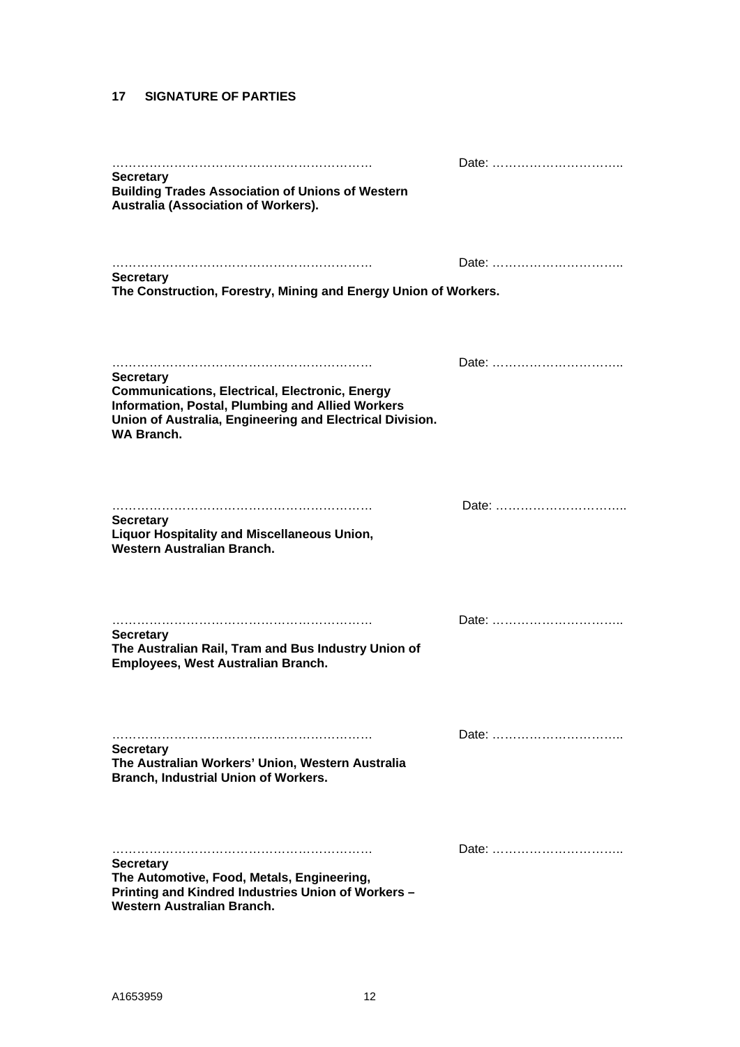## 17 SIGNATURE OF PARTIES

……………………………………………………… Date: …………………………..

**Secretary**
**Building Trades Association of Unions of Western Australia (Association of Workers).**

……………………………………………………… Date: …………………………..

**Secretary**
**The Construction, Forestry, Mining and Energy Union of Workers.**

……………………………………………………… Date: …………………………..

**Secretary**
**Communications, Electrical, Electronic, Energy Information, Postal, Plumbing and Allied Workers Union of Australia, Engineering and Electrical Division. WA Branch.**

……………………………………………………… Date: …………………………..

**Secretary**
**Liquor Hospitality and Miscellaneous Union, Western Australian Branch.**

……………………………………………………… Date: …………………………..

**Secretary**
**The Australian Rail, Tram and Bus Industry Union of Employees, West Australian Branch.**

……………………………………………………… Date: …………………………..

**Secretary**
**The Australian Workers' Union, Western Australia Branch, Industrial Union of Workers.**

……………………………………………………… Date: …………………………..

**Secretary**
**The Automotive, Food, Metals, Engineering, Printing and Kindred Industries Union of Workers – Western Australian Branch.**

A1653959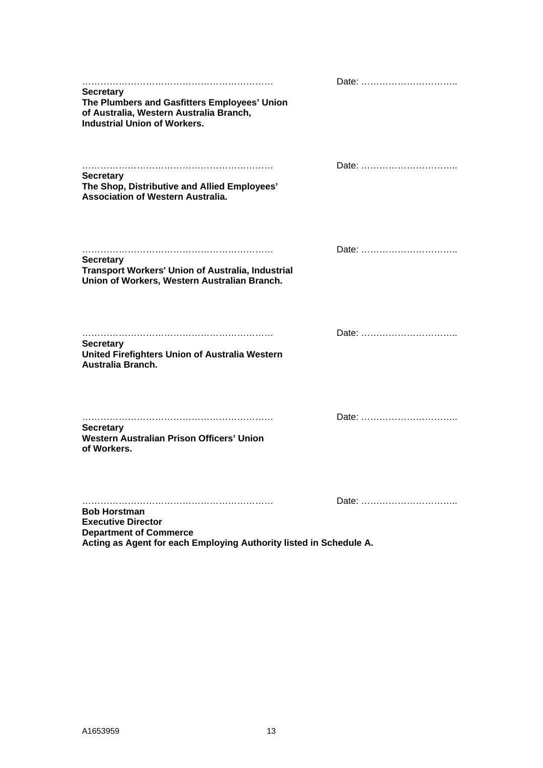……………………………………………………… Date: …………………………..

**Secretary**
**The Plumbers and Gasfitters Employees' Union of Australia, Western Australia Branch, Industrial Union of Workers.**

……………………………………………………… Date: …………………………..

**Secretary**
**The Shop, Distributive and Allied Employees' Association of Western Australia.**

……………………………………………………… Date: …………………………..

**Secretary**
**Transport Workers' Union of Australia, Industrial Union of Workers, Western Australian Branch.**

……………………………………………………… Date: …………………………..

**Secretary**
**United Firefighters Union of Australia Western Australia Branch.**

……………………………………………………… Date: …………………………..

**Secretary**
**Western Australian Prison Officers' Union of Workers.**

……………………………………………………… Date: …………………………..

**Bob Horstman**
**Executive Director**
**Department of Commerce**
**Acting as Agent for each Employing Authority listed in Schedule A.**

A1653959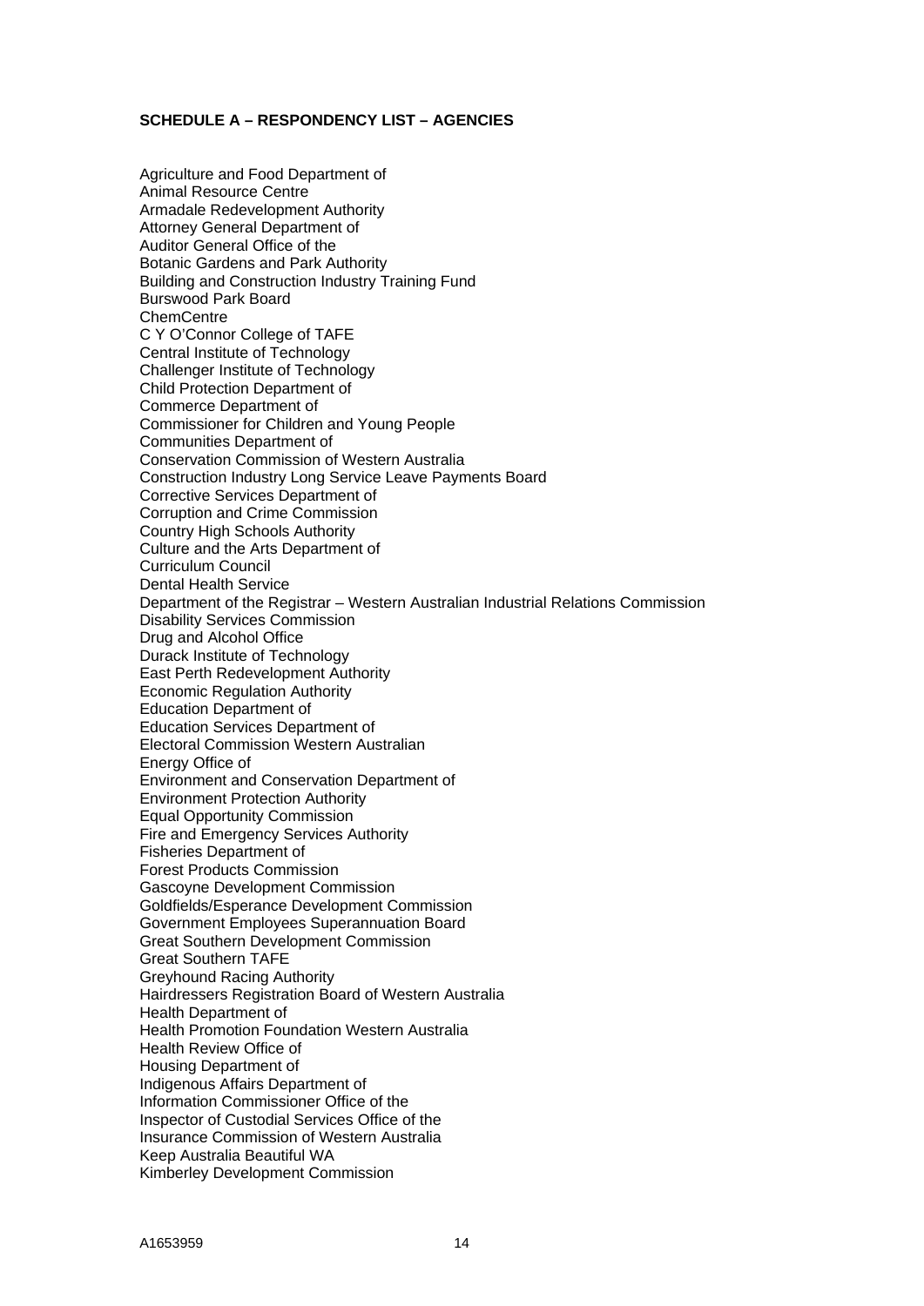**SCHEDULE A – RESPONDENCY LIST – AGENCIES**

Agriculture and Food Department of
Animal Resource Centre
Armadale Redevelopment Authority
Attorney General Department of
Auditor General Office of the
Botanic Gardens and Park Authority
Building and Construction Industry Training Fund
Burswood Park Board
ChemCentre
C Y O'Connor College of TAFE
Central Institute of Technology
Challenger Institute of Technology
Child Protection Department of
Commerce Department of
Commissioner for Children and Young People
Communities Department of
Conservation Commission of Western Australia
Construction Industry Long Service Leave Payments Board
Corrective Services Department of
Corruption and Crime Commission
Country High Schools Authority
Culture and the Arts Department of
Curriculum Council
Dental Health Service
Department of the Registrar – Western Australian Industrial Relations Commission
Disability Services Commission
Drug and Alcohol Office
Durack Institute of Technology
East Perth Redevelopment Authority
Economic Regulation Authority
Education Department of
Education Services Department of
Electoral Commission Western Australian
Energy Office of
Environment and Conservation Department of
Environment Protection Authority
Equal Opportunity Commission
Fire and Emergency Services Authority
Fisheries Department of
Forest Products Commission
Gascoyne Development Commission
Goldfields/Esperance Development Commission
Government Employees Superannuation Board
Great Southern Development Commission
Great Southern TAFE
Greyhound Racing Authority
Hairdressers Registration Board of Western Australia
Health Department of
Health Promotion Foundation Western Australia
Health Review Office of
Housing Department of
Indigenous Affairs Department of
Information Commissioner Office of the
Inspector of Custodial Services Office of the
Insurance Commission of Western Australia
Keep Australia Beautiful WA
Kimberley Development Commission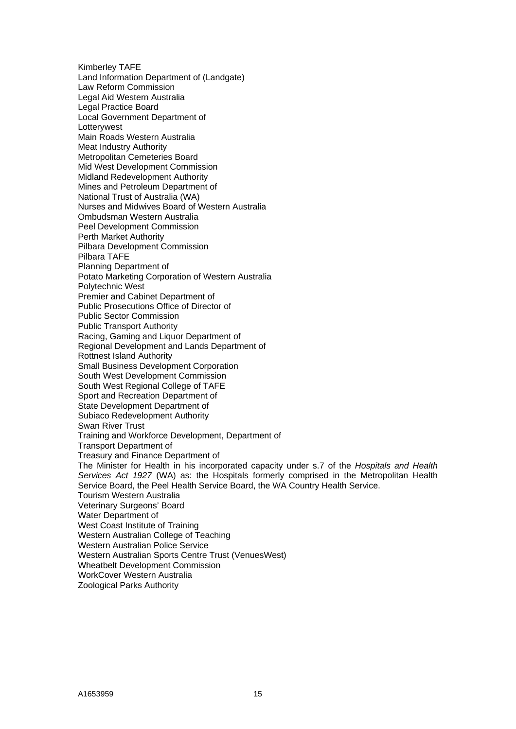Kimberley TAFE
Land Information Department of (Landgate)
Law Reform Commission
Legal Aid Western Australia
Legal Practice Board
Local Government Department of
Lotterywest
Main Roads Western Australia
Meat Industry Authority
Metropolitan Cemeteries Board
Mid West Development Commission
Midland Redevelopment Authority
Mines and Petroleum Department of
National Trust of Australia (WA)
Nurses and Midwives Board of Western Australia
Ombudsman Western Australia
Peel Development Commission
Perth Market Authority
Pilbara Development Commission
Pilbara TAFE
Planning Department of
Potato Marketing Corporation of Western Australia
Polytechnic West
Premier and Cabinet Department of
Public Prosecutions Office of Director of
Public Sector Commission
Public Transport Authority
Racing, Gaming and Liquor Department of
Regional Development and Lands Department of
Rottnest Island Authority
Small Business Development Corporation
South West Development Commission
South West Regional College of TAFE
Sport and Recreation Department of
State Development Department of
Subiaco Redevelopment Authority
Swan River Trust
Training and Workforce Development, Department of
Transport Department of
Treasury and Finance Department of
The Minister for Health in his incorporated capacity under s.7 of the *Hospitals and Health Services Act 1927* (WA) as: the Hospitals formerly comprised in the Metropolitan Health Service Board, the Peel Health Service Board, the WA Country Health Service.
Tourism Western Australia
Veterinary Surgeons' Board
Water Department of
West Coast Institute of Training
Western Australian College of Teaching
Western Australian Police Service
Western Australian Sports Centre Trust (VenuesWest)
Wheatbelt Development Commission
WorkCover Western Australia
Zoological Parks Authority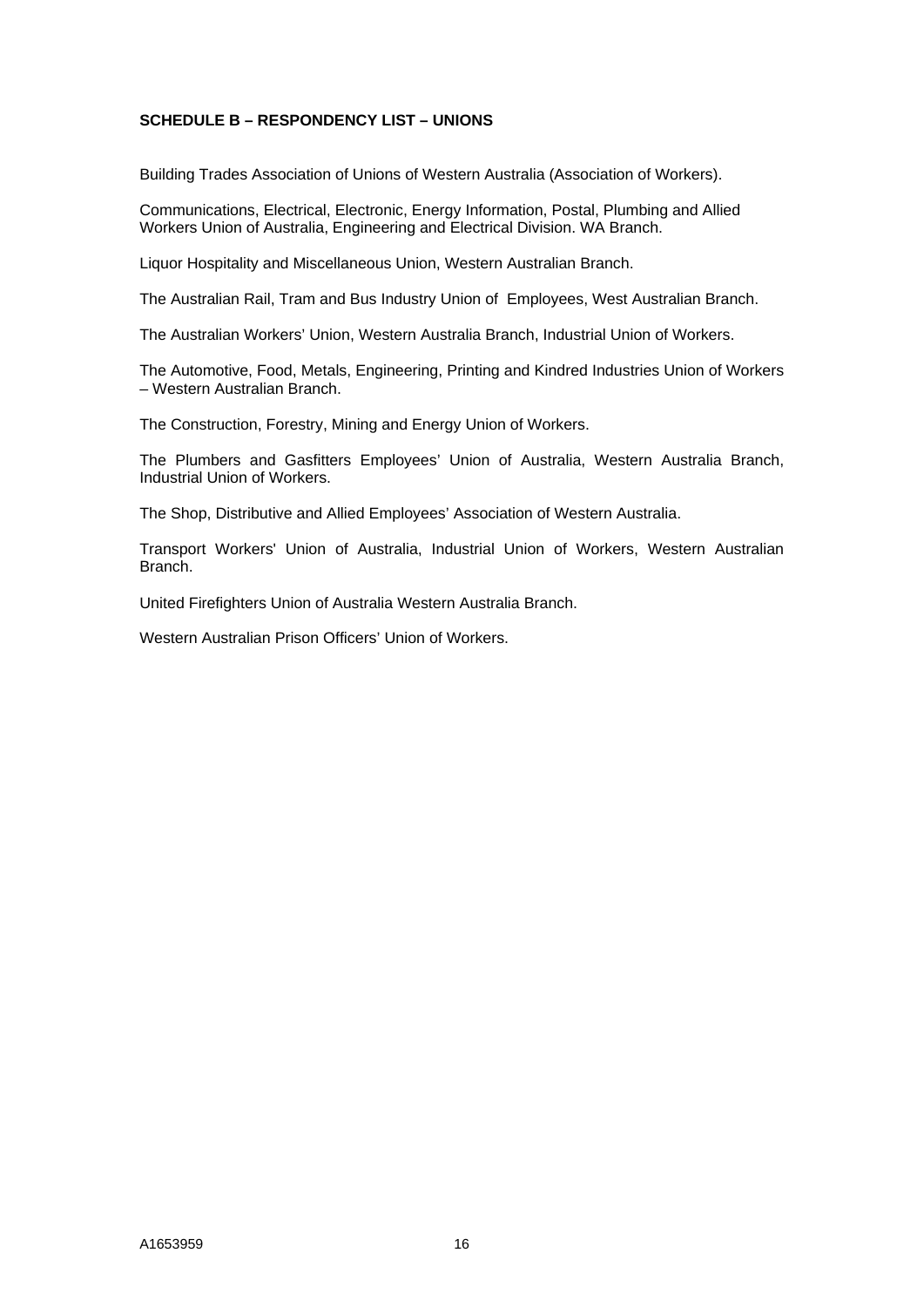**SCHEDULE B – RESPONDENCY LIST – UNIONS**

Building Trades Association of Unions of Western Australia (Association of Workers).

Communications, Electrical, Electronic, Energy Information, Postal, Plumbing and Allied Workers Union of Australia, Engineering and Electrical Division. WA Branch.

Liquor Hospitality and Miscellaneous Union, Western Australian Branch.

The Australian Rail, Tram and Bus Industry Union of Employees, West Australian Branch.

The Australian Workers' Union, Western Australia Branch, Industrial Union of Workers.

The Automotive, Food, Metals, Engineering, Printing and Kindred Industries Union of Workers – Western Australian Branch.

The Construction, Forestry, Mining and Energy Union of Workers.

The Plumbers and Gasfitters Employees' Union of Australia, Western Australia Branch, Industrial Union of Workers.

The Shop, Distributive and Allied Employees' Association of Western Australia.

Transport Workers' Union of Australia, Industrial Union of Workers, Western Australian Branch.

United Firefighters Union of Australia Western Australia Branch.

Western Australian Prison Officers' Union of Workers.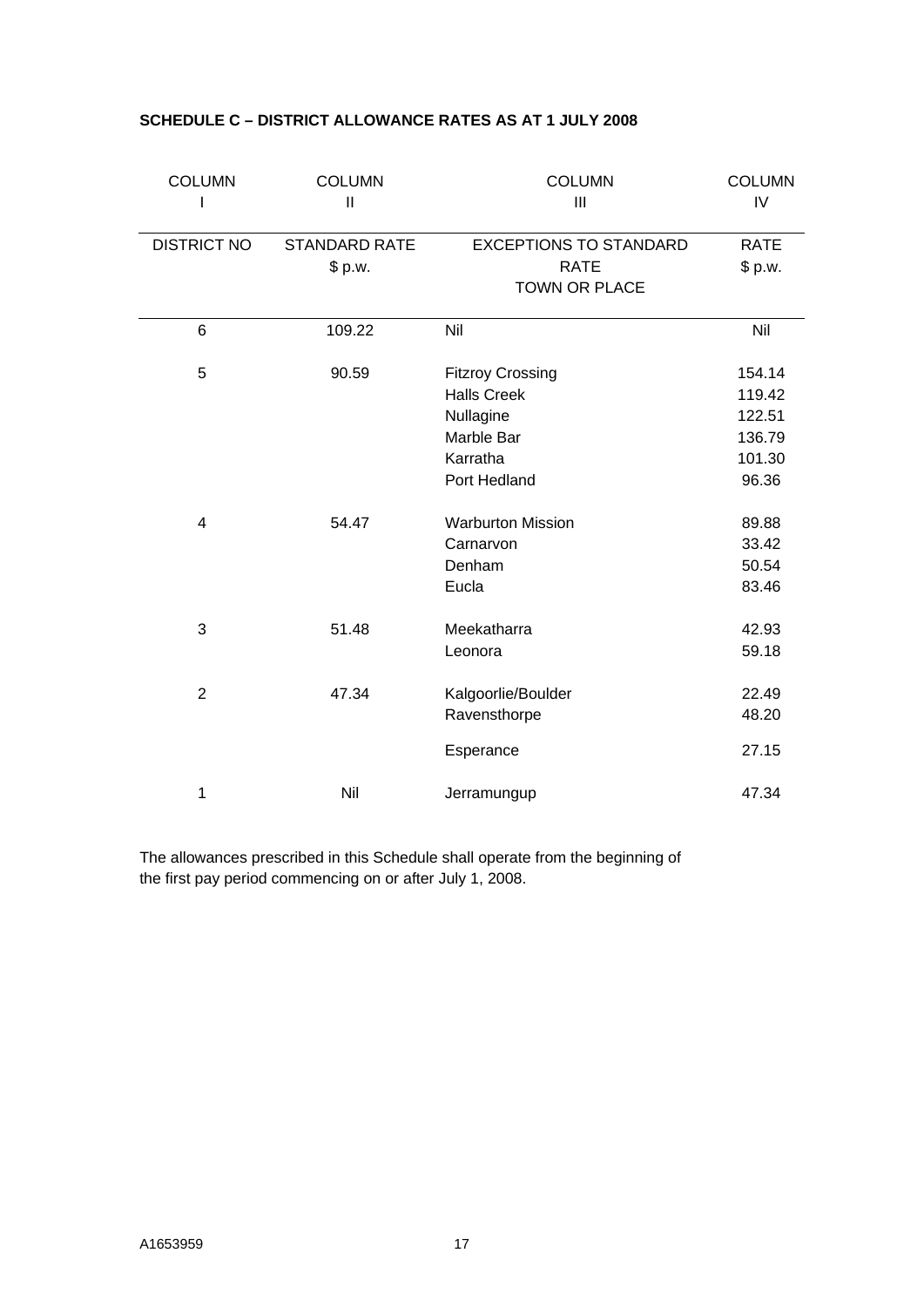**SCHEDULE C – DISTRICT ALLOWANCE RATES AS AT 1 JULY 2008**

| COLUMN I | COLUMN II | COLUMN III | COLUMN IV |
|---|---|---|---|
| DISTRICT NO | STANDARD RATE $ p.w. | EXCEPTIONS TO STANDARD RATE TOWN OR PLACE | RATE $ p.w. |
| 6 | 109.22 | Nil | Nil |
| 5 | 90.59 | Fitzroy Crossing | 154.14 |
| | | Halls Creek | 119.42 |
| | | Nullagine | 122.51 |
| | | Marble Bar | 136.79 |
| | | Karratha | 101.30 |
| | | Port Hedland | 96.36 |
| 4 | 54.47 | Warburton Mission | 89.88 |
| | | Carnarvon | 33.42 |
| | | Denham | 50.54 |
| | | Eucla | 83.46 |
| 3 | 51.48 | Meekatharra | 42.93 |
| | | Leonora | 59.18 |
| 2 | 47.34 | Kalgoorlie/Boulder | 22.49 |
| | | Ravensthorpe | 48.20 |
| | | Esperance | 27.15 |
| 1 | Nil | Jerramungup | 47.34 |

The allowances prescribed in this Schedule shall operate from the beginning of the first pay period commencing on or after July 1, 2008.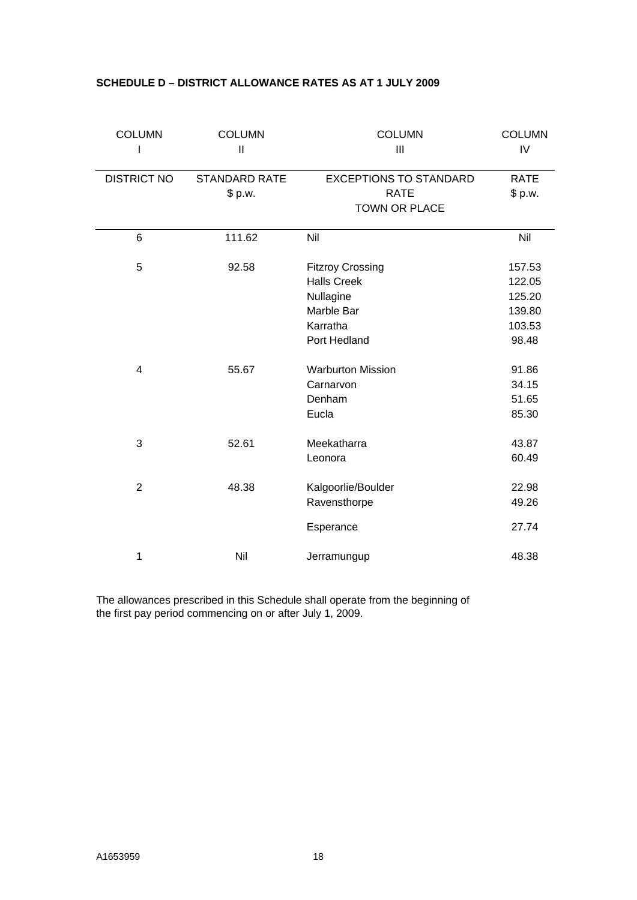**SCHEDULE D – DISTRICT ALLOWANCE RATES AS AT 1 JULY 2009**

| COLUMN I | COLUMN II | COLUMN III | COLUMN IV |
|---|---|---|---|
| DISTRICT NO | STANDARD RATE $ p.w. | EXCEPTIONS TO STANDARD RATE TOWN OR PLACE | RATE $ p.w. |
| 6 | 111.62 | Nil | Nil |
| 5 | 92.58 | Fitzroy Crossing | 157.53 |
| | | Halls Creek | 122.05 |
| | | Nullagine | 125.20 |
| | | Marble Bar | 139.80 |
| | | Karratha | 103.53 |
| | | Port Hedland | 98.48 |
| 4 | 55.67 | Warburton Mission | 91.86 |
| | | Carnarvon | 34.15 |
| | | Denham | 51.65 |
| | | Eucla | 85.30 |
| 3 | 52.61 | Meekatharra | 43.87 |
| | | Leonora | 60.49 |
| 2 | 48.38 | Kalgoorlie/Boulder | 22.98 |
| | | Ravensthorpe | 49.26 |
| | | Esperance | 27.74 |
| 1 | Nil | Jerramungup | 48.38 |

The allowances prescribed in this Schedule shall operate from the beginning of the first pay period commencing on or after July 1, 2009.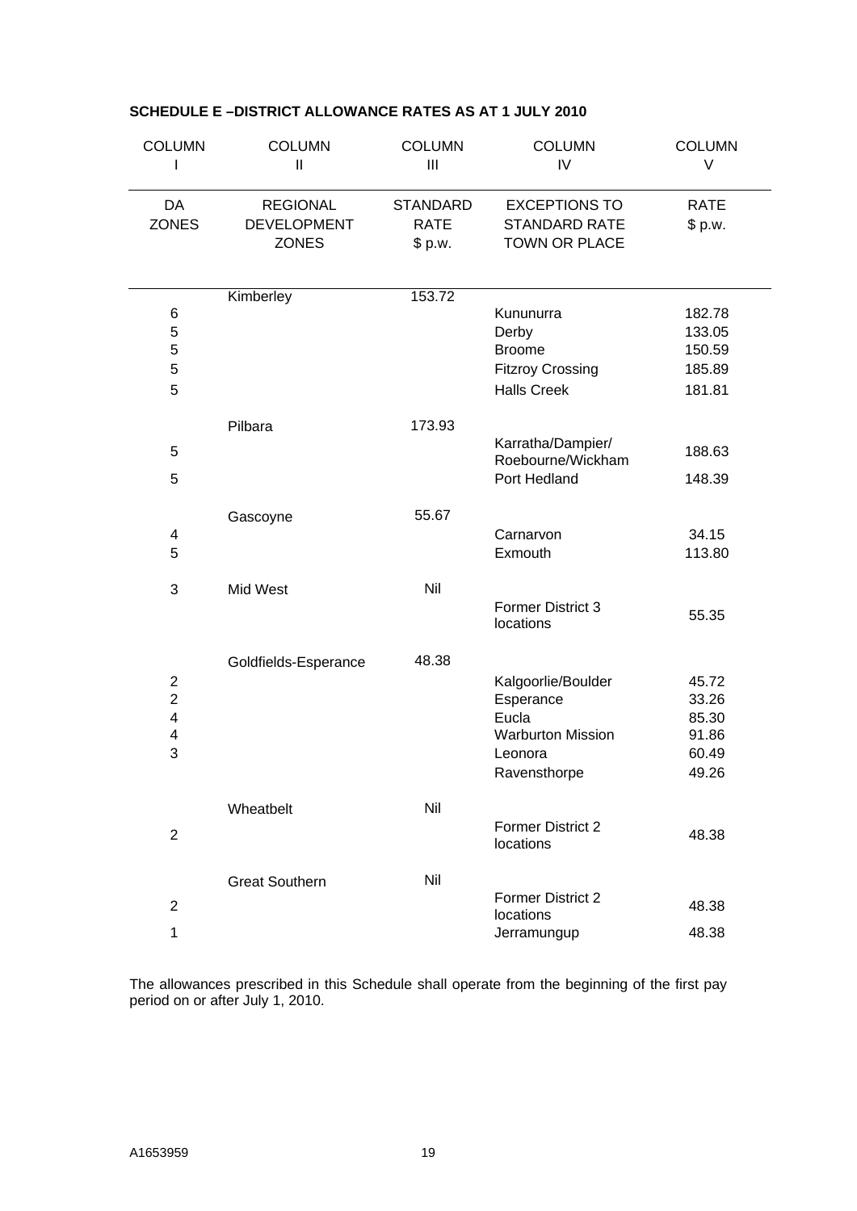**SCHEDULE E –DISTRICT ALLOWANCE RATES AS AT 1 JULY 2010**

| COLUMN I | COLUMN II | COLUMN III | COLUMN IV | COLUMN V |
|---|---|---|---|---|
| DA ZONES | REGIONAL DEVELOPMENT ZONES | STANDARD RATE $ p.w. | EXCEPTIONS TO STANDARD RATE TOWN OR PLACE | RATE $ p.w. |
| | Kimberley | 153.72 | | |
| 6 | | | Kununurra | 182.78 |
| 5 | | | Derby | 133.05 |
| 5 | | | Broome | 150.59 |
| 5 | | | Fitzroy Crossing | 185.89 |
| 5 | | | Halls Creek | 181.81 |
| | Pilbara | 173.93 | | |
| 5 | | | Karratha/Dampier/ Roebourne/Wickham | 188.63 |
| 5 | | | Port Hedland | 148.39 |
| | Gascoyne | 55.67 | | |
| 4 | | | Carnarvon | 34.15 |
| 5 | | | Exmouth | 113.80 |
| 3 | Mid West | Nil | | |
| | | | Former District 3 locations | 55.35 |
| | Goldfields-Esperance | 48.38 | | |
| 2 | | | Kalgoorlie/Boulder | 45.72 |
| 2 | | | Esperance | 33.26 |
| 4 | | | Eucla | 85.30 |
| 4 | | | Warburton Mission | 91.86 |
| 3 | | | Leonora | 60.49 |
| | | | Ravensthorpe | 49.26 |
| | Wheatbelt | Nil | | |
| 2 | | | Former District 2 locations | 48.38 |
| | Great Southern | Nil | | |
| 2 | | | Former District 2 locations | 48.38 |
| 1 | | | Jerramungup | 48.38 |

The allowances prescribed in this Schedule shall operate from the beginning of the first pay period on or after July 1, 2010.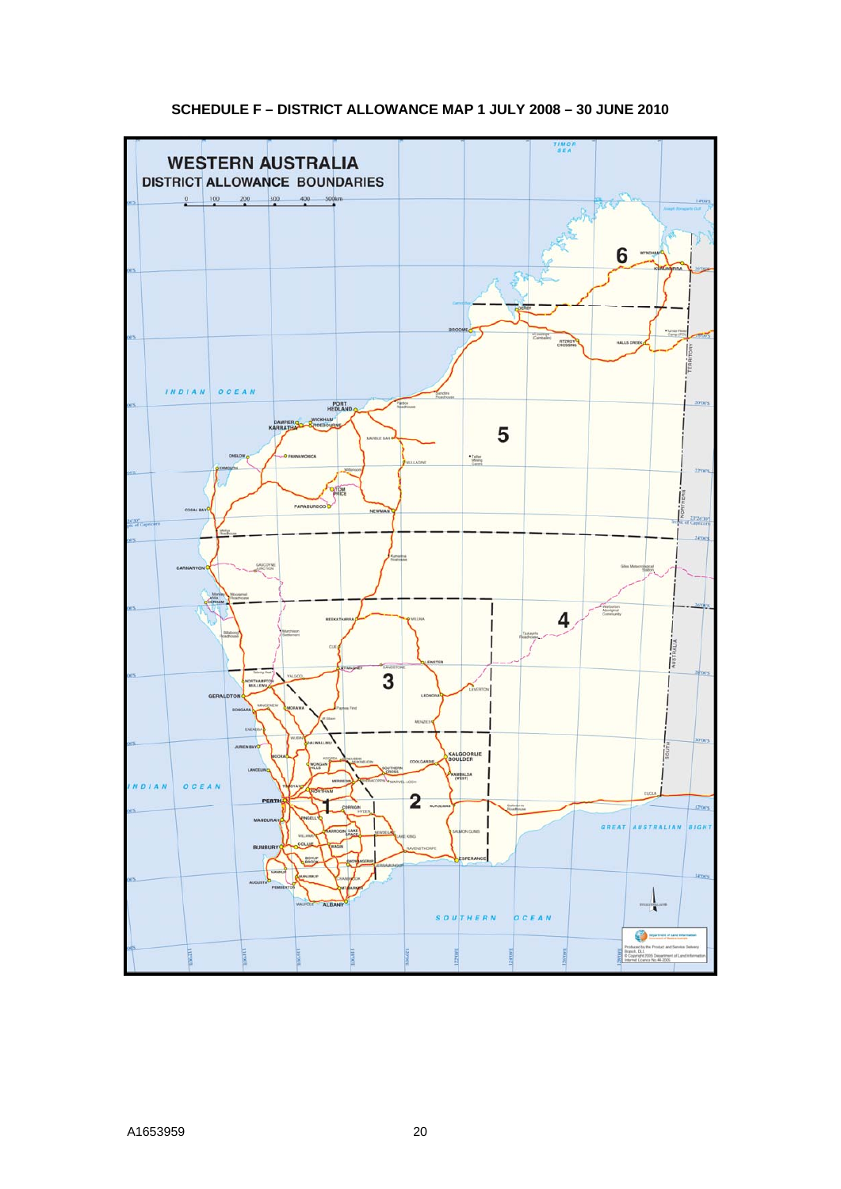## SCHEDULE F – DISTRICT ALLOWANCE MAP 1 JULY 2008 – 30 JUNE 2010

A1653959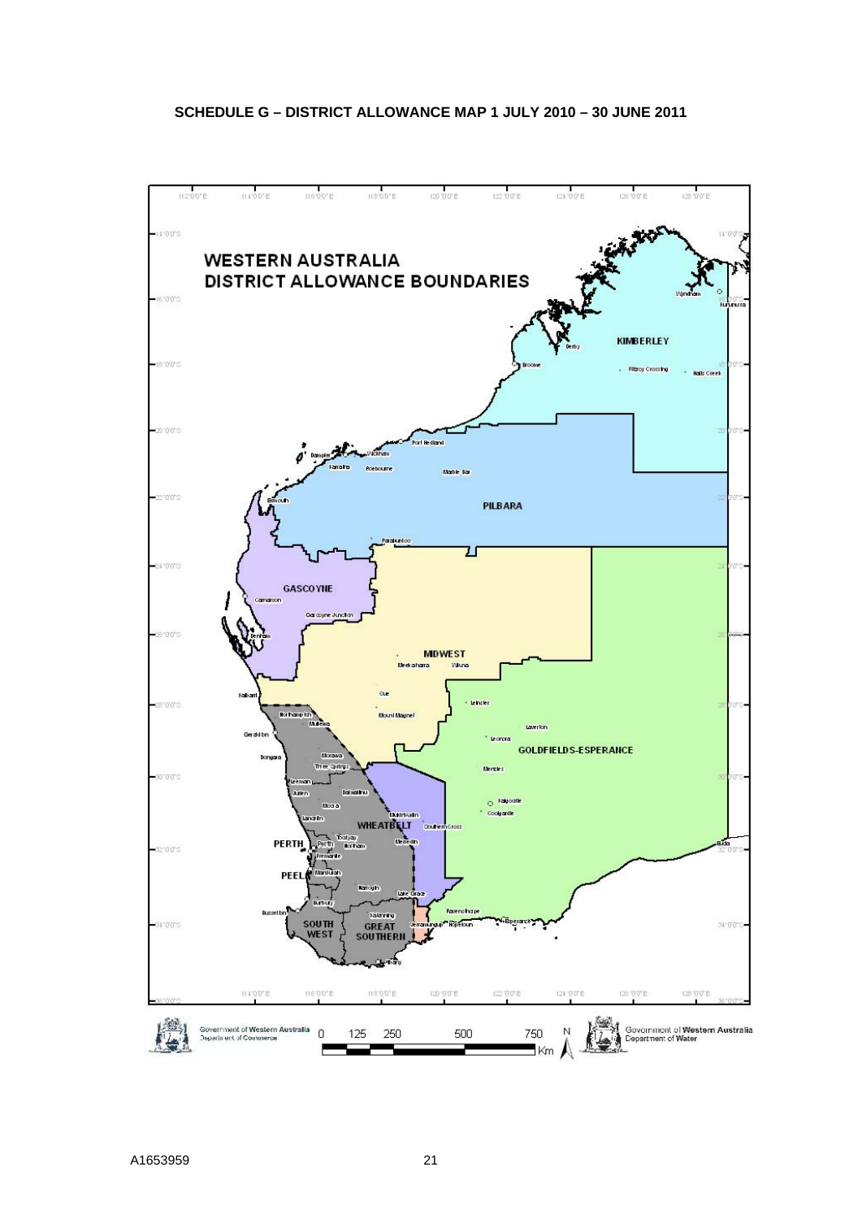**SCHEDULE G – DISTRICT ALLOWANCE MAP 1 JULY 2010 – 30 JUNE 2011**

WESTERN AUSTRALIA
DISTRICT ALLOWANCE BOUNDARIES

KIMBERLEY

PILBARA

GASCOYNE

MIDWEST

GOLDFIELDS-ESPERANCE

WHEATBELT

PERTH

PEEL

SOUTH WEST

GREAT SOUTHERN

Government of Western Australia
Department of Commerce

Government of Western Australia
Department of Water

A1653959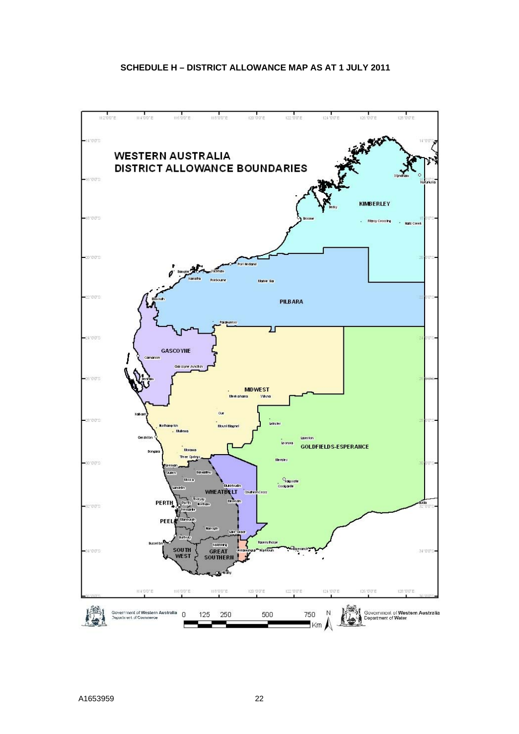## SCHEDULE H – DISTRICT ALLOWANCE MAP AS AT 1 JULY 2011

**WESTERN AUSTRALIA**
**DISTRICT ALLOWANCE BOUNDARIES**

KIMBERLEY

PILBARA

GASCOYNE

MIDWEST

GOLDFIELDS-ESPERANCE

WHEATBELT

PERTH

PEEL

SOUTH WEST

GREAT SOUTHERN

Government of Western Australia
Department of Commerce

Government of Western Australia
Department of Water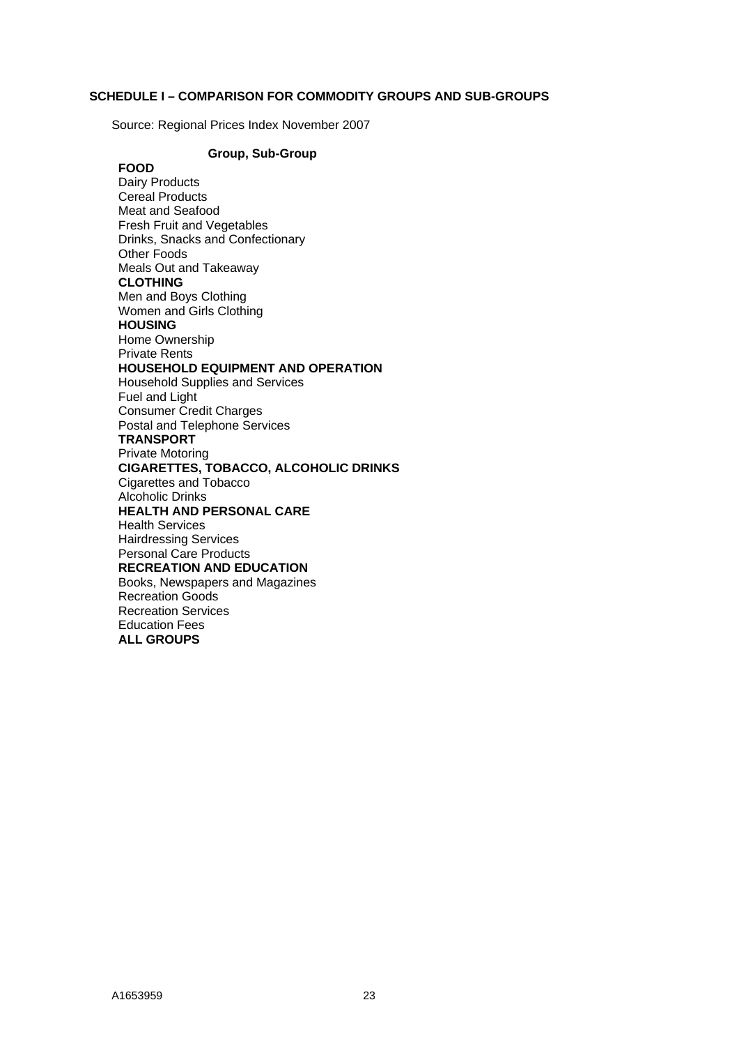**SCHEDULE I – COMPARISON FOR COMMODITY GROUPS AND SUB-GROUPS**

Source: Regional Prices Index November 2007

| Group, Sub-Group |
|---|
| **FOOD** |
| Dairy Products |
| Cereal Products |
| Meat and Seafood |
| Fresh Fruit and Vegetables |
| Drinks, Snacks and Confectionary |
| Other Foods |
| Meals Out and Takeaway |
| **CLOTHING** |
| Men and Boys Clothing |
| Women and Girls Clothing |
| **HOUSING** |
| Home Ownership |
| Private Rents |
| **HOUSEHOLD EQUIPMENT AND OPERATION** |
| Household Supplies and Services |
| Fuel and Light |
| Consumer Credit Charges |
| Postal and Telephone Services |
| **TRANSPORT** |
| Private Motoring |
| **CIGARETTES, TOBACCO, ALCOHOLIC DRINKS** |
| Cigarettes and Tobacco |
| Alcoholic Drinks |
| **HEALTH AND PERSONAL CARE** |
| Health Services |
| Hairdressing Services |
| Personal Care Products |
| **RECREATION AND EDUCATION** |
| Books, Newspapers and Magazines |
| Recreation Goods |
| Recreation Services |
| Education Fees |
| **ALL GROUPS** |

A1653959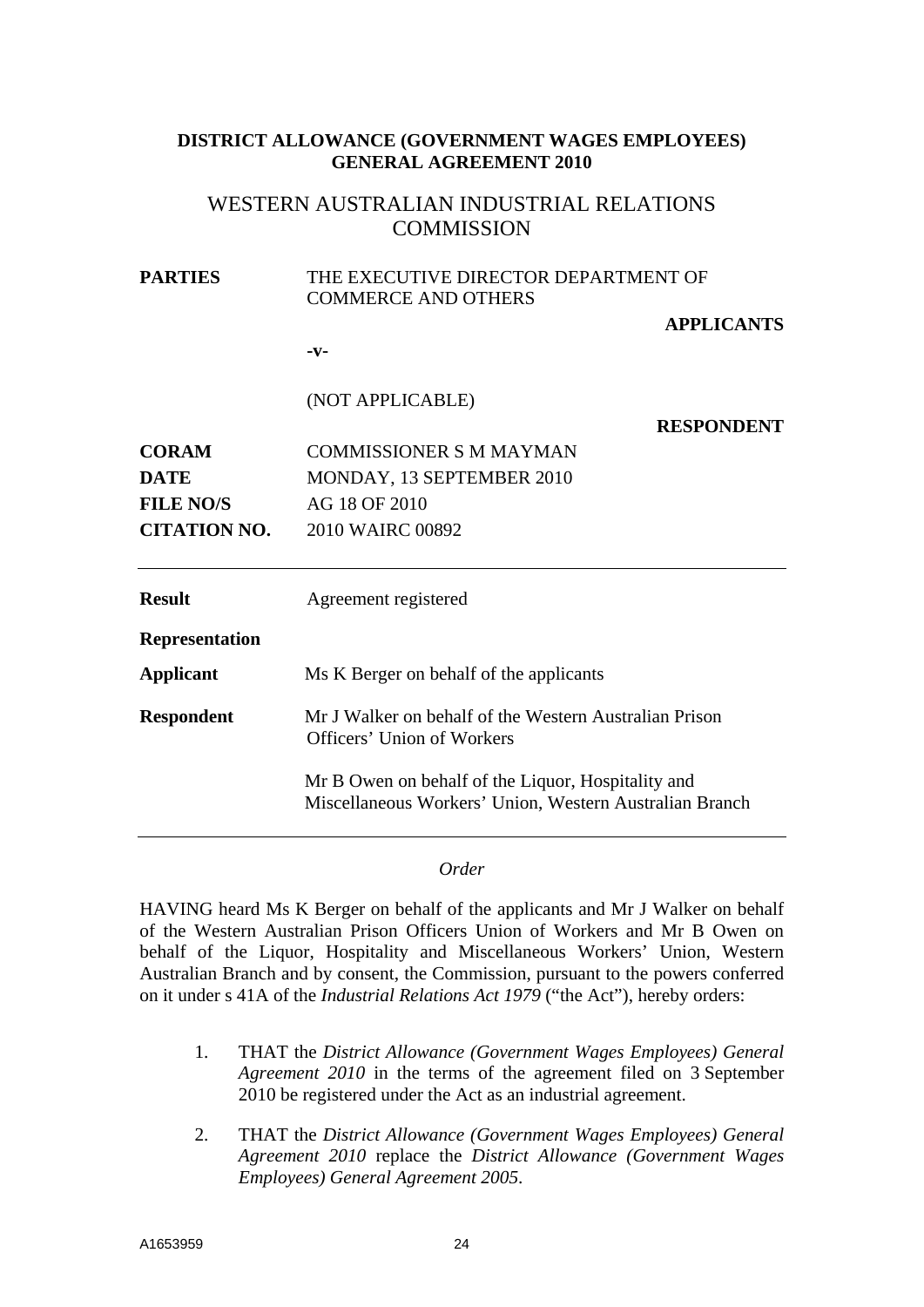**DISTRICT ALLOWANCE (GOVERNMENT WAGES EMPLOYEES) GENERAL AGREEMENT 2010**

WESTERN AUSTRALIAN INDUSTRIAL RELATIONS COMMISSION

| | |
|---|---|
| **PARTIES** | THE EXECUTIVE DIRECTOR DEPARTMENT OF COMMERCE AND OTHERS **APPLICANTS** |
| | **-v-** |
| | (NOT APPLICABLE) **RESPONDENT** |
| **CORAM** | COMMISSIONER S M MAYMAN |
| **DATE** | MONDAY, 13 SEPTEMBER 2010 |
| **FILE NO/S** | AG 18 OF 2010 |
| **CITATION NO.** | 2010 WAIRC 00892 |

---

| | |
|---|---|
| **Result** | Agreement registered |
| **Representation** | |
| **Applicant** | Ms K Berger on behalf of the applicants |
| **Respondent** | Mr J Walker on behalf of the Western Australian Prison Officers' Union of Workers |
| | Mr B Owen on behalf of the Liquor, Hospitality and Miscellaneous Workers' Union, Western Australian Branch |

---

*Order*

HAVING heard Ms K Berger on behalf of the applicants and Mr J Walker on behalf of the Western Australian Prison Officers Union of Workers and Mr B Owen on behalf of the Liquor, Hospitality and Miscellaneous Workers' Union, Western Australian Branch and by consent, the Commission, pursuant to the powers conferred on it under s 41A of the *Industrial Relations Act 1979* ("the Act"), hereby orders:

1. THAT the *District Allowance (Government Wages Employees) General Agreement 2010* in the terms of the agreement filed on 3 September 2010 be registered under the Act as an industrial agreement.

2. THAT the *District Allowance (Government Wages Employees) General Agreement 2010* replace the *District Allowance (Government Wages Employees) General Agreement 2005*.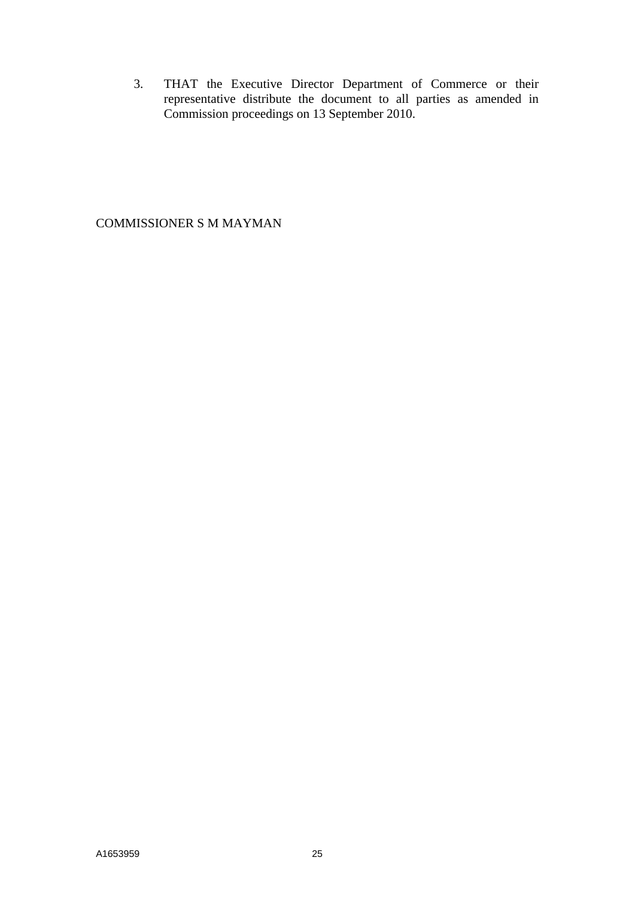3. THAT the Executive Director Department of Commerce or their representative distribute the document to all parties as amended in Commission proceedings on 13 September 2010.

COMMISSIONER S M MAYMAN